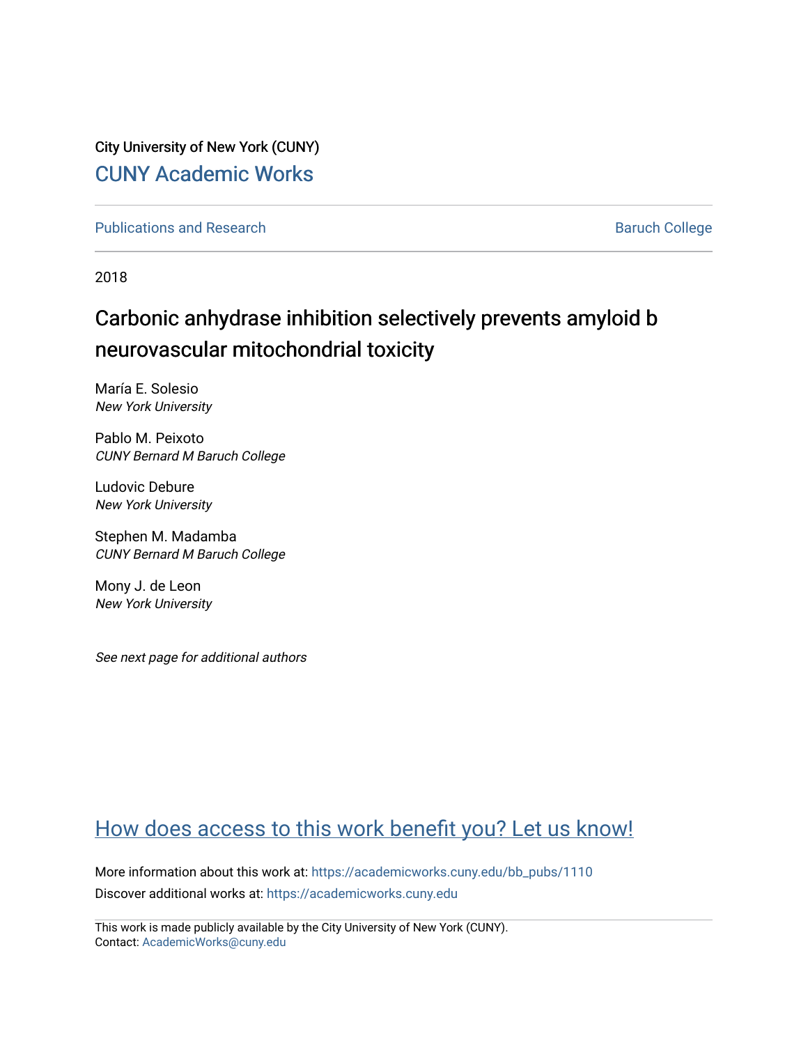City University of New York (CUNY)

CUNY Academic Works

Publications and Research

Baruch College

2018

# Carbonic anhydrase inhibition selectively prevents amyloid b neurovascular mitochondrial toxicity

María E. Solesio
*New York University*

Pablo M. Peixoto
*CUNY Bernard M Baruch College*

Ludovic Debure
*New York University*

Stephen M. Madamba
*CUNY Bernard M Baruch College*

Mony J. de Leon
*New York University*

*See next page for additional authors*

How does access to this work benefit you? Let us know!

More information about this work at: https://academicworks.cuny.edu/bb_pubs/1110
Discover additional works at: https://academicworks.cuny.edu

This work is made publicly available by the City University of New York (CUNY).
Contact: AcademicWorks@cuny.edu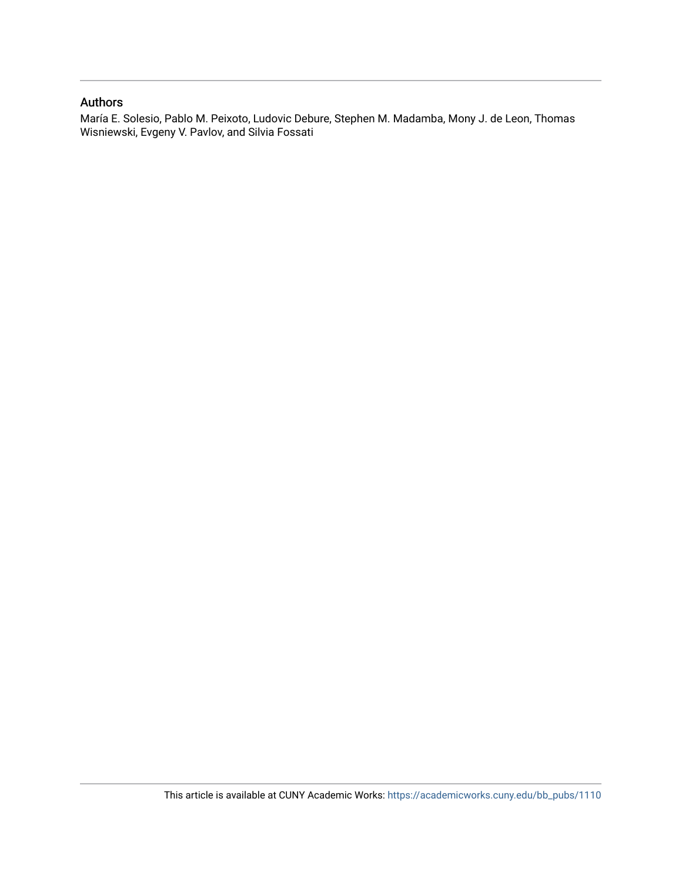## Authors

María E. Solesio, Pablo M. Peixoto, Ludovic Debure, Stephen M. Madamba, Mony J. de Leon, Thomas Wisniewski, Evgeny V. Pavlov, and Silvia Fossati

This article is available at CUNY Academic Works: https://academicworks.cuny.edu/bb_pubs/1110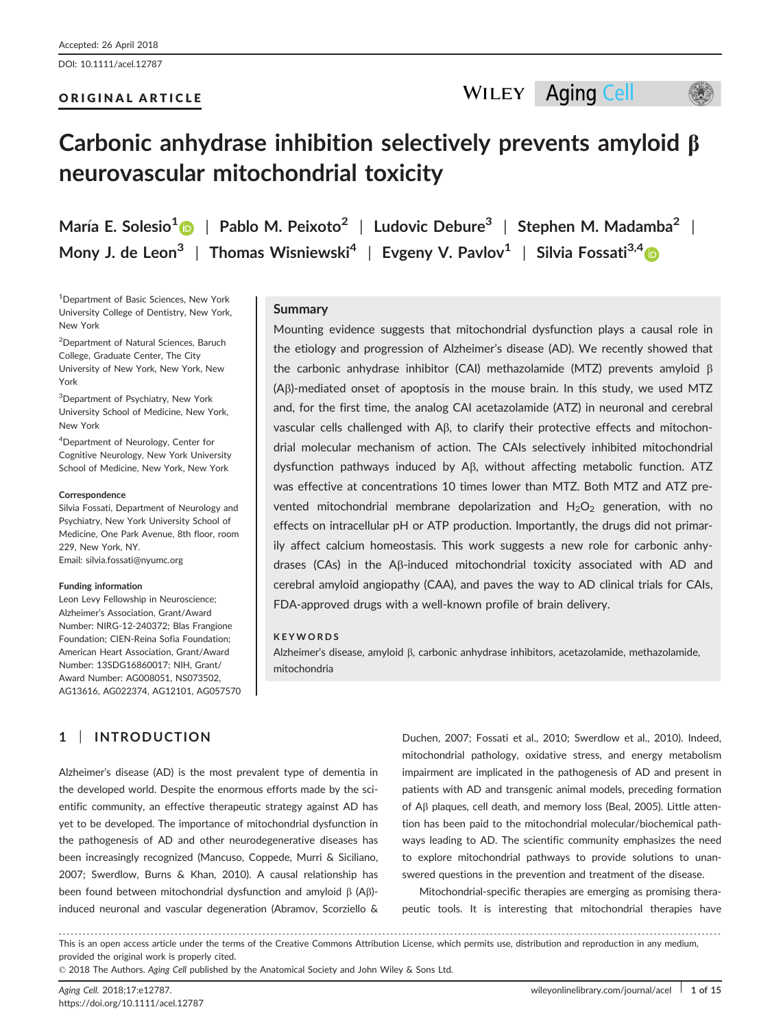Accepted: 26 April 2018

DOI: 10.1111/acel.12787

ORIGINAL ARTICLE

# Carbonic anhydrase inhibition selectively prevents amyloid β neurovascular mitochondrial toxicity

María E. Solesio[1] | Pablo M. Peixoto[2] | Ludovic Debure[3] | Stephen M. Madamba[2] | Mony J. de Leon[3] | Thomas Wisniewski[4] | Evgeny V. Pavlov[1] | Silvia Fossati[3,4]

[1]Department of Basic Sciences, New York University College of Dentistry, New York, New York

[2]Department of Natural Sciences, Baruch College, Graduate Center, The City University of New York, New York, New York

[3]Department of Psychiatry, New York University School of Medicine, New York, New York

[4]Department of Neurology, Center for Cognitive Neurology, New York University School of Medicine, New York, New York

**Correspondence**
Silvia Fossati, Department of Neurology and Psychiatry, New York University School of Medicine, One Park Avenue, 8th floor, room 229, New York, NY.
Email: silvia.fossati@nyumc.org

**Funding information**
Leon Levy Fellowship in Neuroscience; Alzheimer's Association, Grant/Award Number: NIRG-12-240372; Blas Frangione Foundation; CIEN-Reina Sofia Foundation; American Heart Association, Grant/Award Number: 13SDG16860017; NIH, Grant/Award Number: AG008051, NS073502, AG13616, AG022374, AG12101, AG057570

## Summary

Mounting evidence suggests that mitochondrial dysfunction plays a causal role in the etiology and progression of Alzheimer's disease (AD). We recently showed that the carbonic anhydrase inhibitor (CAI) methazolamide (MTZ) prevents amyloid β (Aβ)-mediated onset of apoptosis in the mouse brain. In this study, we used MTZ and, for the first time, the analog CAI acetazolamide (ATZ) in neuronal and cerebral vascular cells challenged with Aβ, to clarify their protective effects and mitochondrial molecular mechanism of action. The CAIs selectively inhibited mitochondrial dysfunction pathways induced by Aβ, without affecting metabolic function. ATZ was effective at concentrations 10 times lower than MTZ. Both MTZ and ATZ prevented mitochondrial membrane depolarization and $H_2O_2$ generation, with no effects on intracellular pH or ATP production. Importantly, the drugs did not primarily affect calcium homeostasis. This work suggests a new role for carbonic anhydrases (CAs) in the Aβ-induced mitochondrial toxicity associated with AD and cerebral amyloid angiopathy (CAA), and paves the way to AD clinical trials for CAIs, FDA-approved drugs with a well-known profile of brain delivery.

**KEYWORDS**
Alzheimer's disease, amyloid β, carbonic anhydrase inhibitors, acetazolamide, methazolamide, mitochondria

## 1 | INTRODUCTION

Alzheimer's disease (AD) is the most prevalent type of dementia in the developed world. Despite the enormous efforts made by the scientific community, an effective therapeutic strategy against AD has yet to be developed. The importance of mitochondrial dysfunction in the pathogenesis of AD and other neurodegenerative diseases has been increasingly recognized (Mancuso, Coppede, Murri & Siciliano, 2007; Swerdlow, Burns & Khan, 2010). A causal relationship has been found between mitochondrial dysfunction and amyloid β (Aβ)-induced neuronal and vascular degeneration (Abramov, Scorziello & Duchen, 2007; Fossati et al., 2010; Swerdlow et al., 2010). Indeed, mitochondrial pathology, oxidative stress, and energy metabolism impairment are implicated in the pathogenesis of AD and present in patients with AD and transgenic animal models, preceding formation of Aβ plaques, cell death, and memory loss (Beal, 2005). Little attention has been paid to the mitochondrial molecular/biochemical pathways leading to AD. The scientific community emphasizes the need to explore mitochondrial pathways to provide solutions to unanswered questions in the prevention and treatment of the disease.

Mitochondrial-specific therapies are emerging as promising therapeutic tools. It is interesting that mitochondrial therapies have

This is an open access article under the terms of the Creative Commons Attribution License, which permits use, distribution and reproduction in any medium, provided the original work is properly cited.
© 2018 The Authors. *Aging Cell* published by the Anatomical Society and John Wiley & Sons Ltd.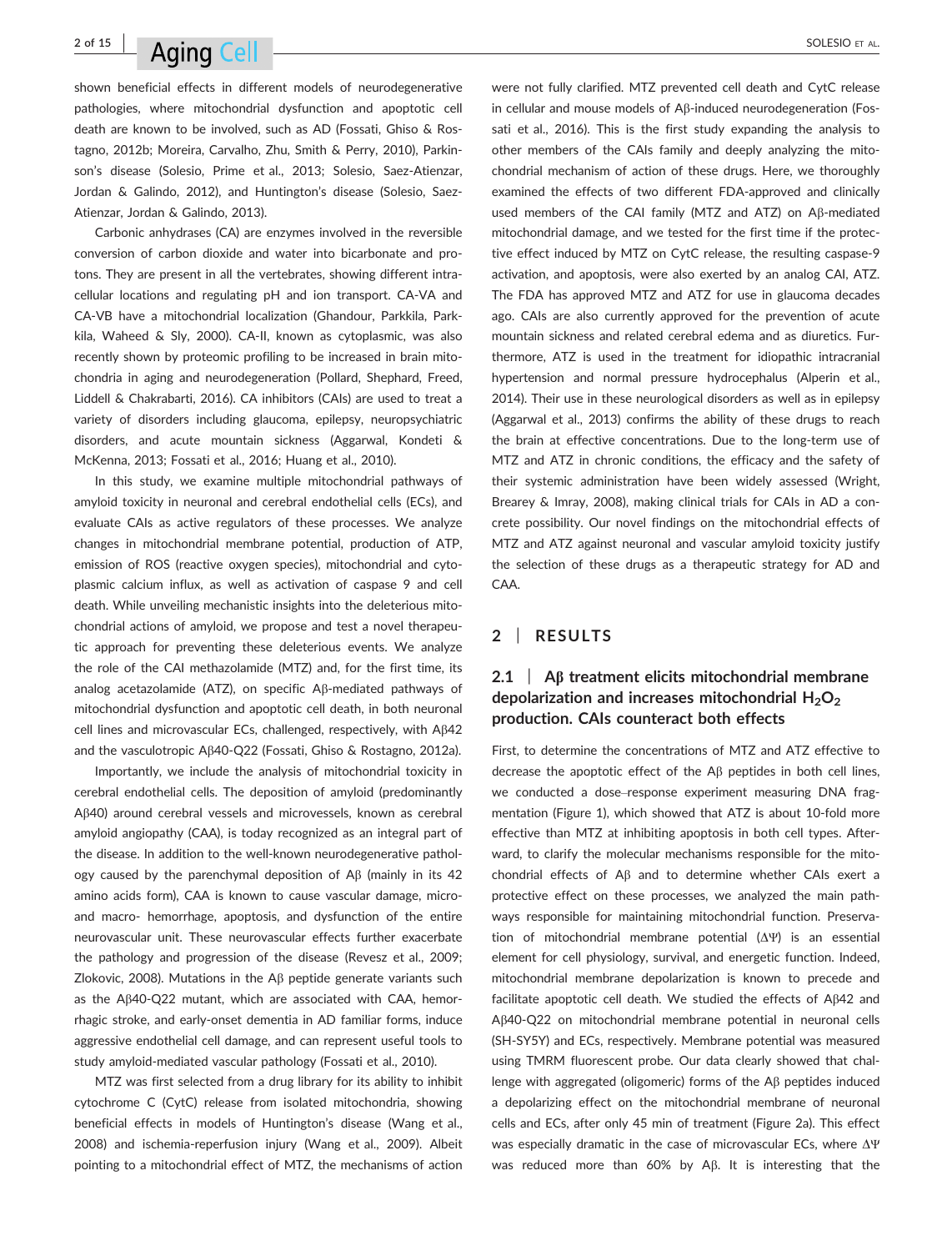shown beneficial effects in different models of neurodegenerative pathologies, where mitochondrial dysfunction and apoptotic cell death are known to be involved, such as AD (Fossati, Ghiso & Rostagno, 2012b; Moreira, Carvalho, Zhu, Smith & Perry, 2010), Parkinson's disease (Solesio, Prime et al., 2013; Solesio, Saez-Atienzar, Jordan & Galindo, 2012), and Huntington's disease (Solesio, Saez-Atienzar, Jordan & Galindo, 2013).

Carbonic anhydrases (CA) are enzymes involved in the reversible conversion of carbon dioxide and water into bicarbonate and protons. They are present in all the vertebrates, showing different intracellular locations and regulating pH and ion transport. CA-VA and CA-VB have a mitochondrial localization (Ghandour, Parkkila, Parkkila, Waheed & Sly, 2000). CA-II, known as cytoplasmic, was also recently shown by proteomic profiling to be increased in brain mitochondria in aging and neurodegeneration (Pollard, Shephard, Freed, Liddell & Chakrabarti, 2016). CA inhibitors (CAIs) are used to treat a variety of disorders including glaucoma, epilepsy, neuropsychiatric disorders, and acute mountain sickness (Aggarwal, Kondeti & McKenna, 2013; Fossati et al., 2016; Huang et al., 2010).

In this study, we examine multiple mitochondrial pathways of amyloid toxicity in neuronal and cerebral endothelial cells (ECs), and evaluate CAIs as active regulators of these processes. We analyze changes in mitochondrial membrane potential, production of ATP, emission of ROS (reactive oxygen species), mitochondrial and cytoplasmic calcium influx, as well as activation of caspase 9 and cell death. While unveiling mechanistic insights into the deleterious mitochondrial actions of amyloid, we propose and test a novel therapeutic approach for preventing these deleterious events. We analyze the role of the CAI methazolamide (MTZ) and, for the first time, its analog acetazolamide (ATZ), on specific Aβ-mediated pathways of mitochondrial dysfunction and apoptotic cell death, in both neuronal cell lines and microvascular ECs, challenged, respectively, with Aβ42 and the vasculotropic Aβ40-Q22 (Fossati, Ghiso & Rostagno, 2012a).

Importantly, we include the analysis of mitochondrial toxicity in cerebral endothelial cells. The deposition of amyloid (predominantly Aβ40) around cerebral vessels and microvessels, known as cerebral amyloid angiopathy (CAA), is today recognized as an integral part of the disease. In addition to the well-known neurodegenerative pathology caused by the parenchymal deposition of Aβ (mainly in its 42 amino acids form), CAA is known to cause vascular damage, micro- and macro- hemorrhage, apoptosis, and dysfunction of the entire neurovascular unit. These neurovascular effects further exacerbate the pathology and progression of the disease (Revesz et al., 2009; Zlokovic, 2008). Mutations in the Aβ peptide generate variants such as the Aβ40-Q22 mutant, which are associated with CAA, hemorrhagic stroke, and early-onset dementia in AD familiar forms, induce aggressive endothelial cell damage, and can represent useful tools to study amyloid-mediated vascular pathology (Fossati et al., 2010).

MTZ was first selected from a drug library for its ability to inhibit cytochrome C (CytC) release from isolated mitochondria, showing beneficial effects in models of Huntington's disease (Wang et al., 2008) and ischemia-reperfusion injury (Wang et al., 2009). Albeit pointing to a mitochondrial effect of MTZ, the mechanisms of action were not fully clarified. MTZ prevented cell death and CytC release in cellular and mouse models of Aβ-induced neurodegeneration (Fossati et al., 2016). This is the first study expanding the analysis to other members of the CAIs family and deeply analyzing the mitochondrial mechanism of action of these drugs. Here, we thoroughly examined the effects of two different FDA-approved and clinically used members of the CAI family (MTZ and ATZ) on Aβ-mediated mitochondrial damage, and we tested for the first time if the protective effect induced by MTZ on CytC release, the resulting caspase-9 activation, and apoptosis, were also exerted by an analog CAI, ATZ. The FDA has approved MTZ and ATZ for use in glaucoma decades ago. CAIs are also currently approved for the prevention of acute mountain sickness and related cerebral edema and as diuretics. Furthermore, ATZ is used in the treatment for idiopathic intracranial hypertension and normal pressure hydrocephalus (Alperin et al., 2014). Their use in these neurological disorders as well as in epilepsy (Aggarwal et al., 2013) confirms the ability of these drugs to reach the brain at effective concentrations. Due to the long-term use of MTZ and ATZ in chronic conditions, the efficacy and the safety of their systemic administration have been widely assessed (Wright, Brearey & Imray, 2008), making clinical trials for CAIs in AD a concrete possibility. Our novel findings on the mitochondrial effects of MTZ and ATZ against neuronal and vascular amyloid toxicity justify the selection of these drugs as a therapeutic strategy for AD and CAA.

## 2 | RESULTS

### 2.1 | Aβ treatment elicits mitochondrial membrane depolarization and increases mitochondrial $H_2O_2$ production. CAIs counteract both effects

First, to determine the concentrations of MTZ and ATZ effective to decrease the apoptotic effect of the Aβ peptides in both cell lines, we conducted a dose–response experiment measuring DNA fragmentation (Figure 1), which showed that ATZ is about 10-fold more effective than MTZ at inhibiting apoptosis in both cell types. Afterward, to clarify the molecular mechanisms responsible for the mitochondrial effects of Aβ and to determine whether CAIs exert a protective effect on these processes, we analyzed the main pathways responsible for maintaining mitochondrial function. Preservation of mitochondrial membrane potential (ΔΨ) is an essential element for cell physiology, survival, and energetic function. Indeed, mitochondrial membrane depolarization is known to precede and facilitate apoptotic cell death. We studied the effects of Aβ42 and Aβ40-Q22 on mitochondrial membrane potential in neuronal cells (SH-SY5Y) and ECs, respectively. Membrane potential was measured using TMRM fluorescent probe. Our data clearly showed that challenge with aggregated (oligomeric) forms of the Aβ peptides induced a depolarizing effect on the mitochondrial membrane of neuronal cells and ECs, after only 45 min of treatment (Figure 2a). This effect was especially dramatic in the case of microvascular ECs, where ΔΨ was reduced more than 60% by Aβ. It is interesting that the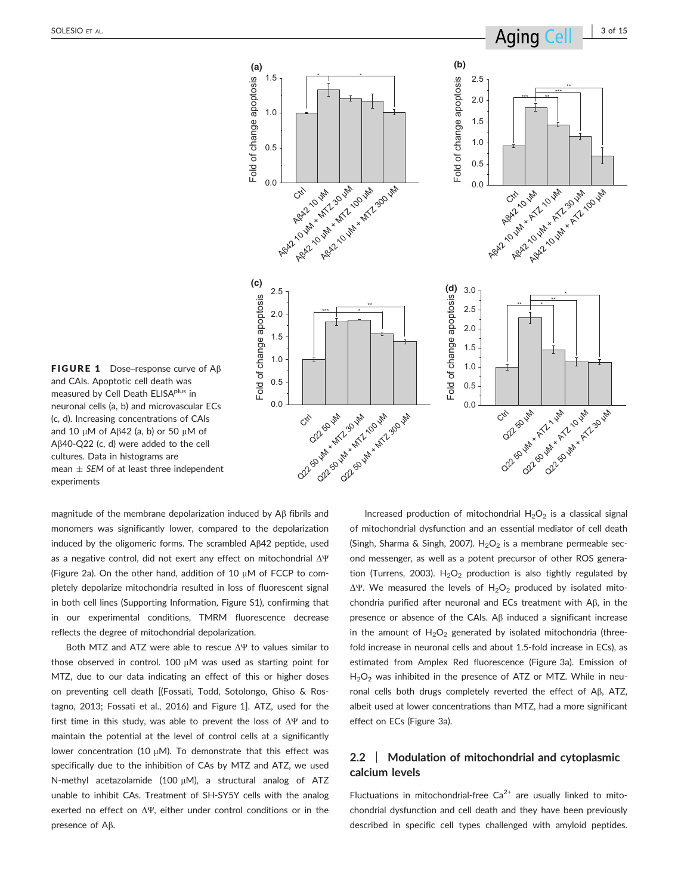**FIGURE 1** Dose–response curve of Aβ and CAIs. Apoptotic cell death was measured by Cell Death ELISA[plus] in neuronal cells (a, b) and microvascular ECs (c, d). Increasing concentrations of CAIs and 10 μM of Aβ42 (a, b) or 50 μM of Aβ40-Q22 (c, d) were added to the cell cultures. Data in histograms are mean ± *SEM* of at least three independent experiments

magnitude of the membrane depolarization induced by Aβ fibrils and monomers was significantly lower, compared to the depolarization induced by the oligomeric forms. The scrambled Aβ42 peptide, used as a negative control, did not exert any effect on mitochondrial ΔΨ (Figure 2a). On the other hand, addition of 10 μM of FCCP to completely depolarize mitochondria resulted in loss of fluorescent signal in both cell lines (Supporting Information, Figure S1), confirming that in our experimental conditions, TMRM fluorescence decrease reflects the degree of mitochondrial depolarization.

Both MTZ and ATZ were able to rescue ΔΨ to values similar to those observed in control. 100 μM was used as starting point for MTZ, due to our data indicating an effect of this or higher doses on preventing cell death [(Fossati, Todd, Sotolongo, Ghiso & Rostagno, 2013; Fossati et al., 2016) and Figure 1]. ATZ, used for the first time in this study, was able to prevent the loss of ΔΨ and to maintain the potential at the level of control cells at a significantly lower concentration (10 μM). To demonstrate that this effect was specifically due to the inhibition of CAs by MTZ and ATZ, we used N-methyl acetazolamide (100 μM), a structural analog of ATZ unable to inhibit CAs. Treatment of SH-SY5Y cells with the analog exerted no effect on ΔΨ, either under control conditions or in the presence of Aβ.

Increased production of mitochondrial $H_2O_2$ is a classical signal of mitochondrial dysfunction and an essential mediator of cell death (Singh, Sharma & Singh, 2007). $H_2O_2$ is a membrane permeable second messenger, as well as a potent precursor of other ROS generation (Turrens, 2003). $H_2O_2$ production is also tightly regulated by ΔΨ. We measured the levels of $H_2O_2$ produced by isolated mitochondria purified after neuronal and ECs treatment with Aβ, in the presence or absence of the CAIs. Aβ induced a significant increase in the amount of $H_2O_2$ generated by isolated mitochondria (threefold increase in neuronal cells and about 1.5-fold increase in ECs), as estimated from Amplex Red fluorescence (Figure 3a). Emission of $H_2O_2$ was inhibited in the presence of ATZ or MTZ. While in neuronal cells both drugs completely reverted the effect of Aβ, ATZ, albeit used at lower concentrations than MTZ, had a more significant effect on ECs (Figure 3a).

## 2.2 | Modulation of mitochondrial and cytoplasmic calcium levels

Fluctuations in mitochondrial-free $Ca^{2+}$ are usually linked to mitochondrial dysfunction and cell death and they have been previously described in specific cell types challenged with amyloid peptides.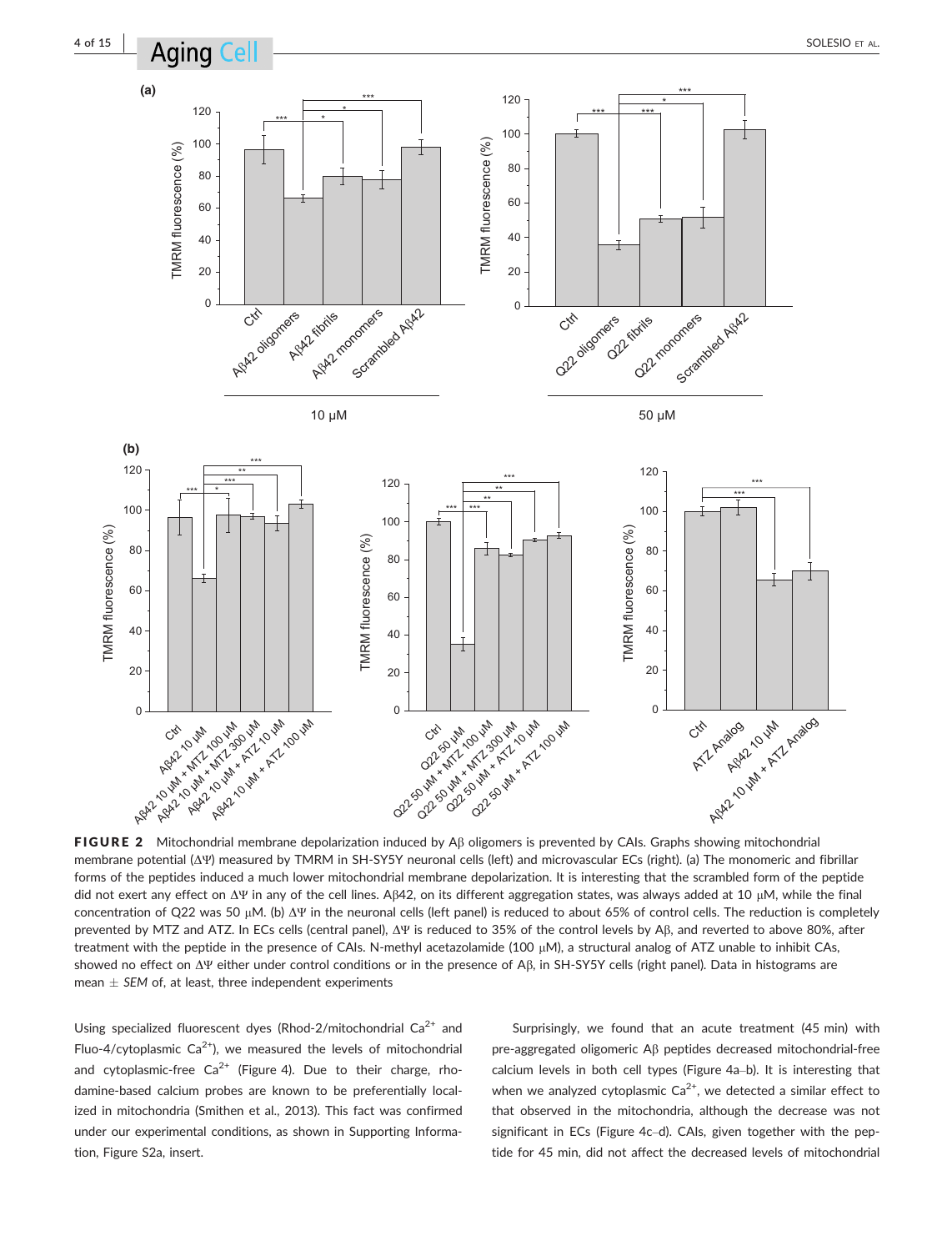FIGURE 2 Mitochondrial membrane depolarization induced by Aβ oligomers is prevented by CAIs. Graphs showing mitochondrial membrane potential (ΔΨ) measured by TMRM in SH-SY5Y neuronal cells (left) and microvascular ECs (right). (a) The monomeric and fibrillar forms of the peptides induced a much lower mitochondrial membrane depolarization. It is interesting that the scrambled form of the peptide did not exert any effect on ΔΨ in any of the cell lines. Aβ42, on its different aggregation states, was always added at 10 μM, while the final concentration of Q22 was 50 μM. (b) ΔΨ in the neuronal cells (left panel) is reduced to about 65% of control cells. The reduction is completely prevented by MTZ and ATZ. In ECs cells (central panel), ΔΨ is reduced to 35% of the control levels by Aβ, and reverted to above 80%, after treatment with the peptide in the presence of CAIs. N-methyl acetazolamide (100 μM), a structural analog of ATZ unable to inhibit CAs, showed no effect on ΔΨ either under control conditions or in the presence of Aβ, in SH-SY5Y cells (right panel). Data in histograms are mean ± *SEM* of, at least, three independent experiments

Using specialized fluorescent dyes (Rhod-2/mitochondrial $Ca^{2+}$ and Fluo-4/cytoplasmic $Ca^{2+}$), we measured the levels of mitochondrial and cytoplasmic-free $Ca^{2+}$ (Figure 4). Due to their charge, rhodamine-based calcium probes are known to be preferentially localized in mitochondria (Smithen et al., 2013). This fact was confirmed under our experimental conditions, as shown in Supporting Information, Figure S2a, insert.

Surprisingly, we found that an acute treatment (45 min) with pre-aggregated oligomeric Aβ peptides decreased mitochondrial-free calcium levels in both cell types (Figure 4a–b). It is interesting that when we analyzed cytoplasmic $Ca^{2+}$, we detected a similar effect to that observed in the mitochondria, although the decrease was not significant in ECs (Figure 4c–d). CAIs, given together with the peptide for 45 min, did not affect the decreased levels of mitochondrial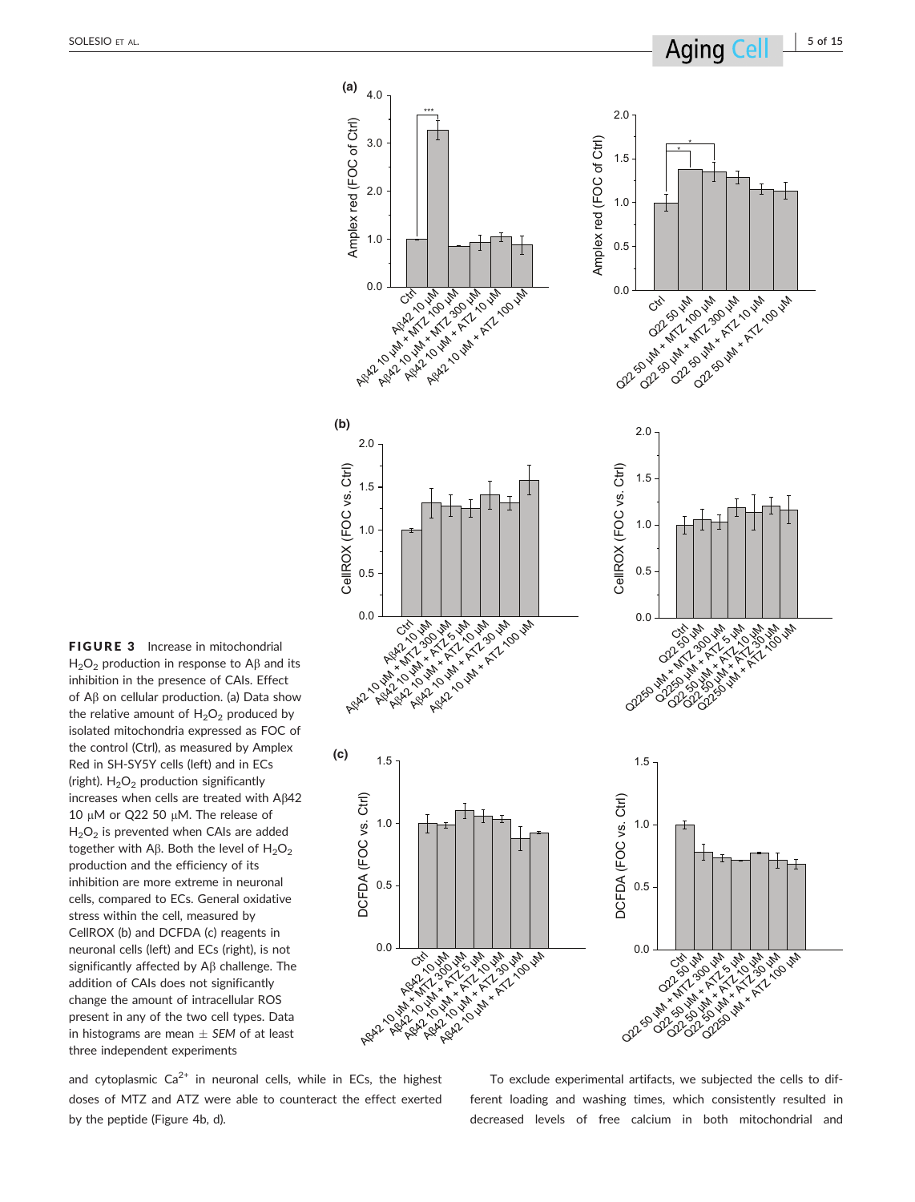**FIGURE 3** Increase in mitochondrial $H_2O_2$ production in response to Aβ and its inhibition in the presence of CAIs. Effect of Aβ on cellular production. (a) Data show the relative amount of $H_2O_2$ produced by isolated mitochondria expressed as FOC of the control (Ctrl), as measured by Amplex Red in SH-SY5Y cells (left) and in ECs (right). $H_2O_2$ production significantly increases when cells are treated with Aβ42 10 μM or Q22 50 μM. The release of $H_2O_2$ is prevented when CAIs are added together with Aβ. Both the level of $H_2O_2$ production and the efficiency of its inhibition are more extreme in neuronal cells, compared to ECs. General oxidative stress within the cell, measured by CellROX (b) and DCFDA (c) reagents in neuronal cells (left) and ECs (right), is not significantly affected by Aβ challenge. The addition of CAIs does not significantly change the amount of intracellular ROS present in any of the two cell types. Data in histograms are mean ± *SEM* of at least three independent experiments

and cytoplasmic $Ca^{2+}$ in neuronal cells, while in ECs, the highest doses of MTZ and ATZ were able to counteract the effect exerted by the peptide (Figure 4b, d).

To exclude experimental artifacts, we subjected the cells to different loading and washing times, which consistently resulted in decreased levels of free calcium in both mitochondrial and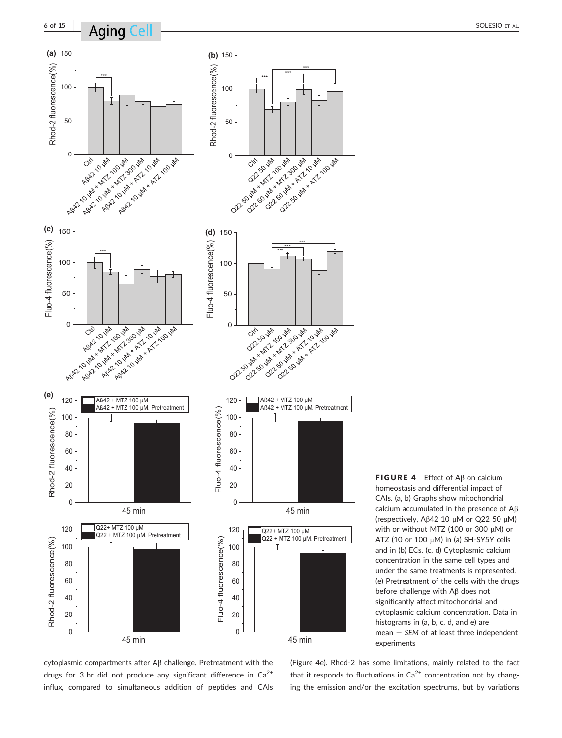FIGURE 4 Effect of Aβ on calcium homeostasis and differential impact of CAIs. (a, b) Graphs show mitochondrial calcium accumulated in the presence of Aβ (respectively, Aβ42 10 μM or Q22 50 μM) with or without MTZ (100 or 300 μM) or ATZ (10 or 100 μM) in (a) SH-SY5Y cells and in (b) ECs. (c, d) Cytoplasmic calcium concentration in the same cell types and under the same treatments is represented. (e) Pretreatment of the cells with the drugs before challenge with Aβ does not significantly affect mitochondrial and cytoplasmic calcium concentration. Data in histograms in (a, b, c, d, and e) are mean ± *SEM* of at least three independent experiments

cytoplasmic compartments after Aβ challenge. Pretreatment with the drugs for 3 hr did not produce any significant difference in $Ca^{2+}$ influx, compared to simultaneous addition of peptides and CAIs (Figure 4e). Rhod-2 has some limitations, mainly related to the fact that it responds to fluctuations in $Ca^{2+}$ concentration not by changing the emission and/or the excitation spectrums, but by variations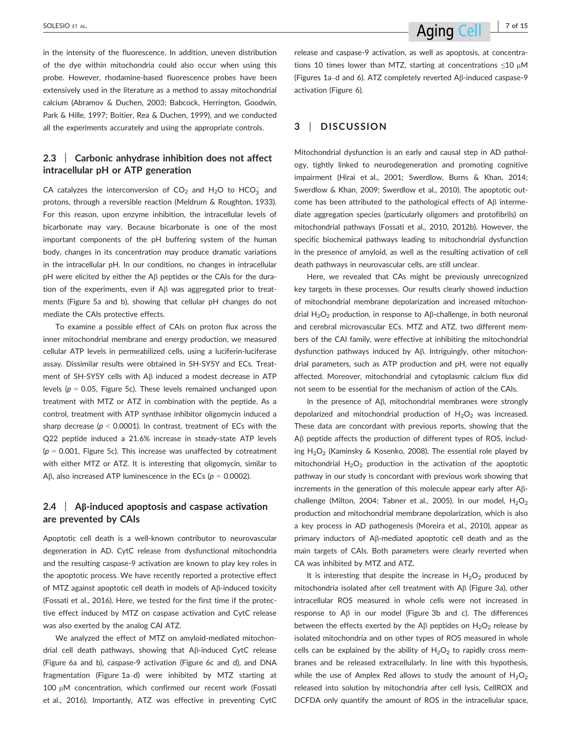in the intensity of the fluorescence. In addition, uneven distribution of the dye within mitochondria could also occur when using this probe. However, rhodamine-based fluorescence probes have been extensively used in the literature as a method to assay mitochondrial calcium (Abramov & Duchen, 2003; Babcock, Herrington, Goodwin, Park & Hille, 1997; Boitier, Rea & Duchen, 1999), and we conducted all the experiments accurately and using the appropriate controls.

### 2.3 | Carbonic anhydrase inhibition does not affect intracellular pH or ATP generation

CA catalyzes the interconversion of $CO_2$ and $H_2O$ to $HCO_3^-$ and protons, through a reversible reaction (Meldrum & Roughton, 1933). For this reason, upon enzyme inhibition, the intracellular levels of bicarbonate may vary. Because bicarbonate is one of the most important components of the pH buffering system of the human body, changes in its concentration may produce dramatic variations in the intracellular pH. In our conditions, no changes in intracellular pH were elicited by either the Aβ peptides or the CAIs for the duration of the experiments, even if Aβ was aggregated prior to treatments (Figure 5a and b), showing that cellular pH changes do not mediate the CAIs protective effects.

To examine a possible effect of CAIs on proton flux across the inner mitochondrial membrane and energy production, we measured cellular ATP levels in permeabilized cells, using a luciferin-luciferase assay. Dissimilar results were obtained in SH-SY5Y and ECs. Treatment of SH-SY5Y cells with Aβ induced a modest decrease in ATP levels ($p = 0.05$, Figure 5c). These levels remained unchanged upon treatment with MTZ or ATZ in combination with the peptide. As a control, treatment with ATP synthase inhibitor oligomycin induced a sharp decrease ($p < 0.0001$). In contrast, treatment of ECs with the Q22 peptide induced a 21.6% increase in steady-state ATP levels ($p = 0.001$, Figure 5c). This increase was unaffected by cotreatment with either MTZ or ATZ. It is interesting that oligomycin, similar to Aβ, also increased ATP luminescence in the ECs ($p = 0.0002$).

### 2.4 | Aβ-induced apoptosis and caspase activation are prevented by CAIs

Apoptotic cell death is a well-known contributor to neurovascular degeneration in AD. CytC release from dysfunctional mitochondria and the resulting caspase-9 activation are known to play key roles in the apoptotic process. We have recently reported a protective effect of MTZ against apoptotic cell death in models of Aβ-induced toxicity (Fossati et al., 2016). Here, we tested for the first time if the protective effect induced by MTZ on caspase activation and CytC release was also exerted by the analog CAI ATZ.

We analyzed the effect of MTZ on amyloid-mediated mitochondrial cell death pathways, showing that Aβ-induced CytC release (Figure 6a and b), caspase-9 activation (Figure 6c and d), and DNA fragmentation (Figure 1a–d) were inhibited by MTZ starting at 100 μM concentration, which confirmed our recent work (Fossati et al., 2016). Importantly, ATZ was effective in preventing CytC release and caspase-9 activation, as well as apoptosis, at concentrations 10 times lower than MTZ, starting at concentrations ≤10 μM (Figures 1a–d and 6). ATZ completely reverted Aβ-induced caspase-9 activation (Figure 6).

## 3 | DISCUSSION

Mitochondrial dysfunction is an early and causal step in AD pathology, tightly linked to neurodegeneration and promoting cognitive impairment (Hirai et al., 2001; Swerdlow, Burns & Khan, 2014; Swerdlow & Khan, 2009; Swerdlow et al., 2010). The apoptotic outcome has been attributed to the pathological effects of Aβ intermediate aggregation species (particularly oligomers and protofibrils) on mitochondrial pathways (Fossati et al., 2010, 2012b). However, the specific biochemical pathways leading to mitochondrial dysfunction in the presence of amyloid, as well as the resulting activation of cell death pathways in neurovascular cells, are still unclear.

Here, we revealed that CAs might be previously unrecognized key targets in these processes. Our results clearly showed induction of mitochondrial membrane depolarization and increased mitochondrial $H_2O_2$ production, in response to Aβ-challenge, in both neuronal and cerebral microvascular ECs. MTZ and ATZ, two different members of the CAI family, were effective at inhibiting the mitochondrial dysfunction pathways induced by Aβ. Intriguingly, other mitochondrial parameters, such as ATP production and pH, were not equally affected. Moreover, mitochondrial and cytoplasmic calcium flux did not seem to be essential for the mechanism of action of the CAIs.

In the presence of Aβ, mitochondrial membranes were strongly depolarized and mitochondrial production of $H_2O_2$ was increased. These data are concordant with previous reports, showing that the Aβ peptide affects the production of different types of ROS, including $H_2O_2$ (Kaminsky & Kosenko, 2008). The essential role played by mitochondrial $H_2O_2$ production in the activation of the apoptotic pathway in our study is concordant with previous work showing that increments in the generation of this molecule appear early after Aβ-challenge (Milton, 2004; Tabner et al., 2005). In our model, $H_2O_2$ production and mitochondrial membrane depolarization, which is also a key process in AD pathogenesis (Moreira et al., 2010), appear as primary inductors of Aβ-mediated apoptotic cell death and as the main targets of CAIs. Both parameters were clearly reverted when CA was inhibited by MTZ and ATZ.

It is interesting that despite the increase in $H_2O_2$ produced by mitochondria isolated after cell treatment with Aβ (Figure 3a), other intracellular ROS measured in whole cells were not increased in response to Aβ in our model (Figure 3b and c). The differences between the effects exerted by the Aβ peptides on $H_2O_2$ release by isolated mitochondria and on other types of ROS measured in whole cells can be explained by the ability of $H_2O_2$ to rapidly cross membranes and be released extracellularly. In line with this hypothesis, while the use of Amplex Red allows to study the amount of $H_2O_2$ released into solution by mitochondria after cell lysis, CellROX and DCFDA only quantify the amount of ROS in the intracellular space,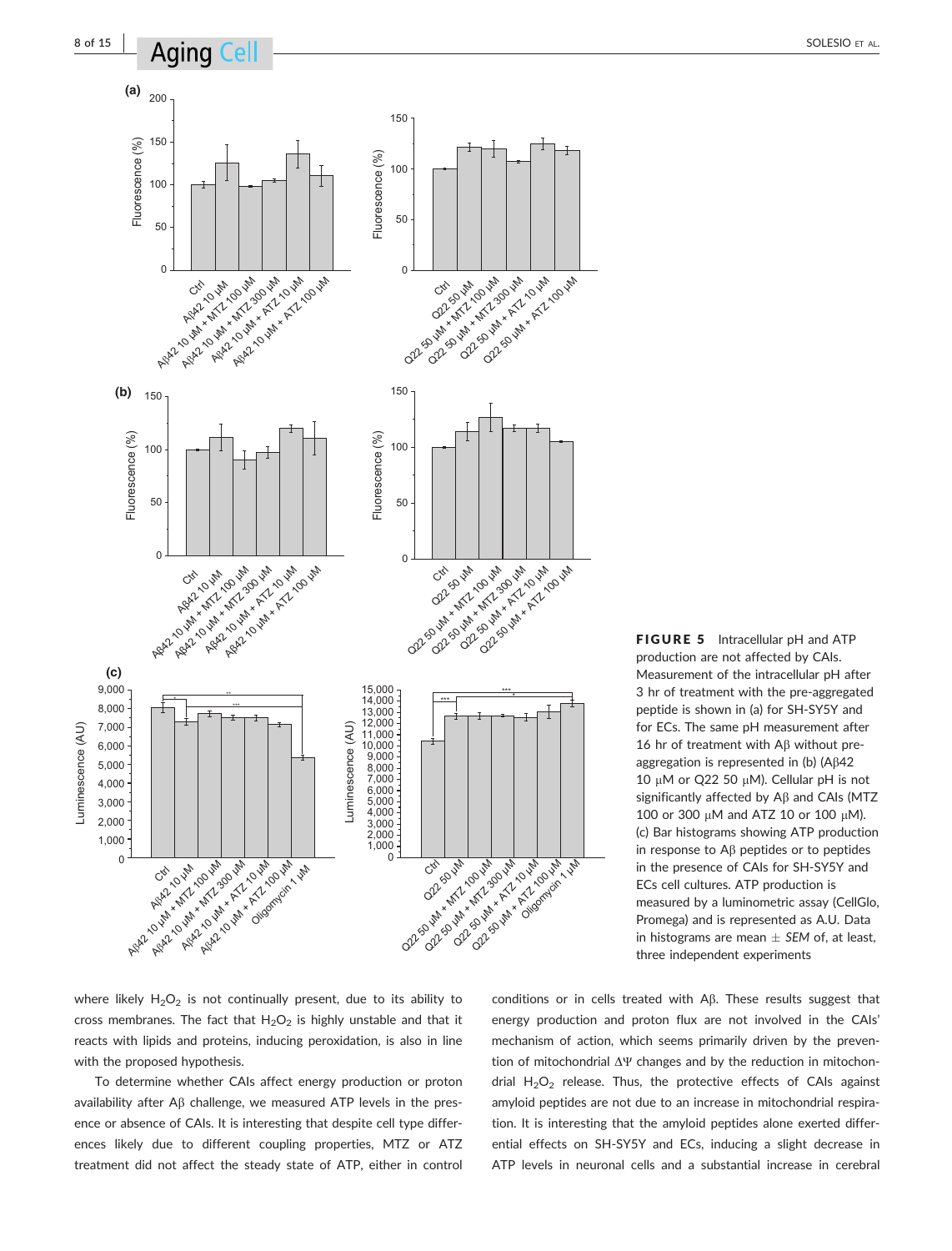**FIGURE 5** Intracellular pH and ATP production are not affected by CAIs. Measurement of the intracellular pH after 3 hr of treatment with the pre-aggregated peptide is shown in (a) for SH-SY5Y and for ECs. The same pH measurement after 16 hr of treatment with Aβ without pre-aggregation is represented in (b) (Aβ42 10 μM or Q22 50 μM). Cellular pH is not significantly affected by Aβ and CAIs (MTZ 100 or 300 μM and ATZ 10 or 100 μM). (c) Bar histograms showing ATP production in response to Aβ peptides or to peptides in the presence of CAIs for SH-SY5Y and ECs cell cultures. ATP production is measured by a luminometric assay (CellGlo, Promega) and is represented as A.U. Data in histograms are mean ± *SEM* of, at least, three independent experiments

where likely $H_2O_2$ is not continually present, due to its ability to cross membranes. The fact that $H_2O_2$ is highly unstable and that it reacts with lipids and proteins, inducing peroxidation, is also in line with the proposed hypothesis.

To determine whether CAIs affect energy production or proton availability after Aβ challenge, we measured ATP levels in the presence or absence of CAIs. It is interesting that despite cell type differences likely due to different coupling properties, MTZ or ATZ treatment did not affect the steady state of ATP, either in control conditions or in cells treated with Aβ. These results suggest that energy production and proton flux are not involved in the CAIs' mechanism of action, which seems primarily driven by the prevention of mitochondrial ΔΨ changes and by the reduction in mitochondrial $H_2O_2$ release. Thus, the protective effects of CAIs against amyloid peptides are not due to an increase in mitochondrial respiration. It is interesting that the amyloid peptides alone exerted differential effects on SH-SY5Y and ECs, inducing a slight decrease in ATP levels in neuronal cells and a substantial increase in cerebral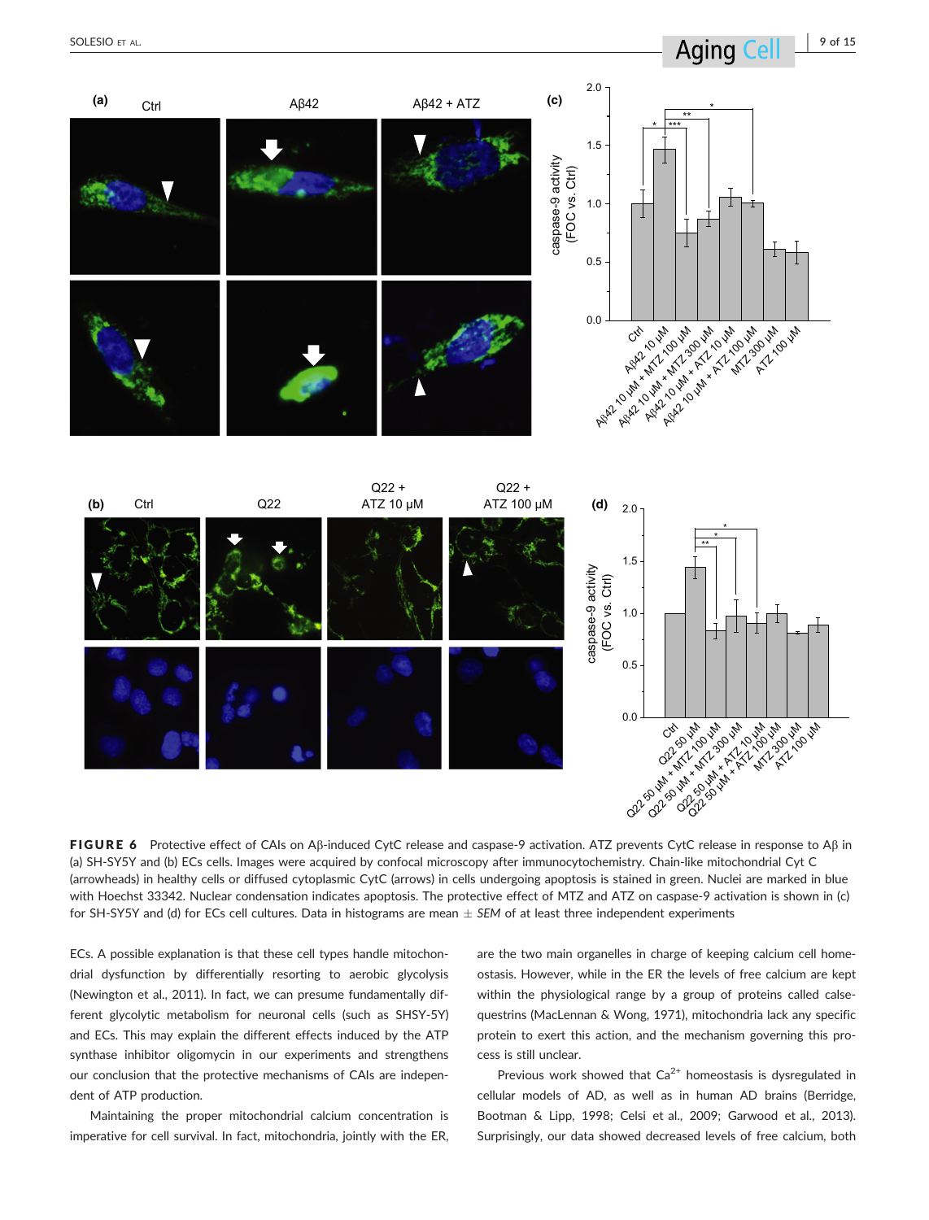FIGURE 6 Protective effect of CAIs on Aβ-induced CytC release and caspase-9 activation. ATZ prevents CytC release in response to Aβ in (a) SH-SY5Y and (b) ECs cells. Images were acquired by confocal microscopy after immunocytochemistry. Chain-like mitochondrial Cyt C (arrowheads) in healthy cells or diffused cytoplasmic CytC (arrows) in cells undergoing apoptosis is stained in green. Nuclei are marked in blue with Hoechst 33342. Nuclear condensation indicates apoptosis. The protective effect of MTZ and ATZ on caspase-9 activation is shown in (c) for SH-SY5Y and (d) for ECs cell cultures. Data in histograms are mean ± *SEM* of at least three independent experiments

ECs. A possible explanation is that these cell types handle mitochondrial dysfunction by differentially resorting to aerobic glycolysis (Newington et al., 2011). In fact, we can presume fundamentally different glycolytic metabolism for neuronal cells (such as SHSY-5Y) and ECs. This may explain the different effects induced by the ATP synthase inhibitor oligomycin in our experiments and strengthens our conclusion that the protective mechanisms of CAIs are independent of ATP production.

Maintaining the proper mitochondrial calcium concentration is imperative for cell survival. In fact, mitochondria, jointly with the ER, are the two main organelles in charge of keeping calcium cell homeostasis. However, while in the ER the levels of free calcium are kept within the physiological range by a group of proteins called calsequestrins (MacLennan & Wong, 1971), mitochondria lack any specific protein to exert this action, and the mechanism governing this process is still unclear.

Previous work showed that $Ca^{2+}$ homeostasis is dysregulated in cellular models of AD, as well as in human AD brains (Berridge, Bootman & Lipp, 1998; Celsi et al., 2009; Garwood et al., 2013). Surprisingly, our data showed decreased levels of free calcium, both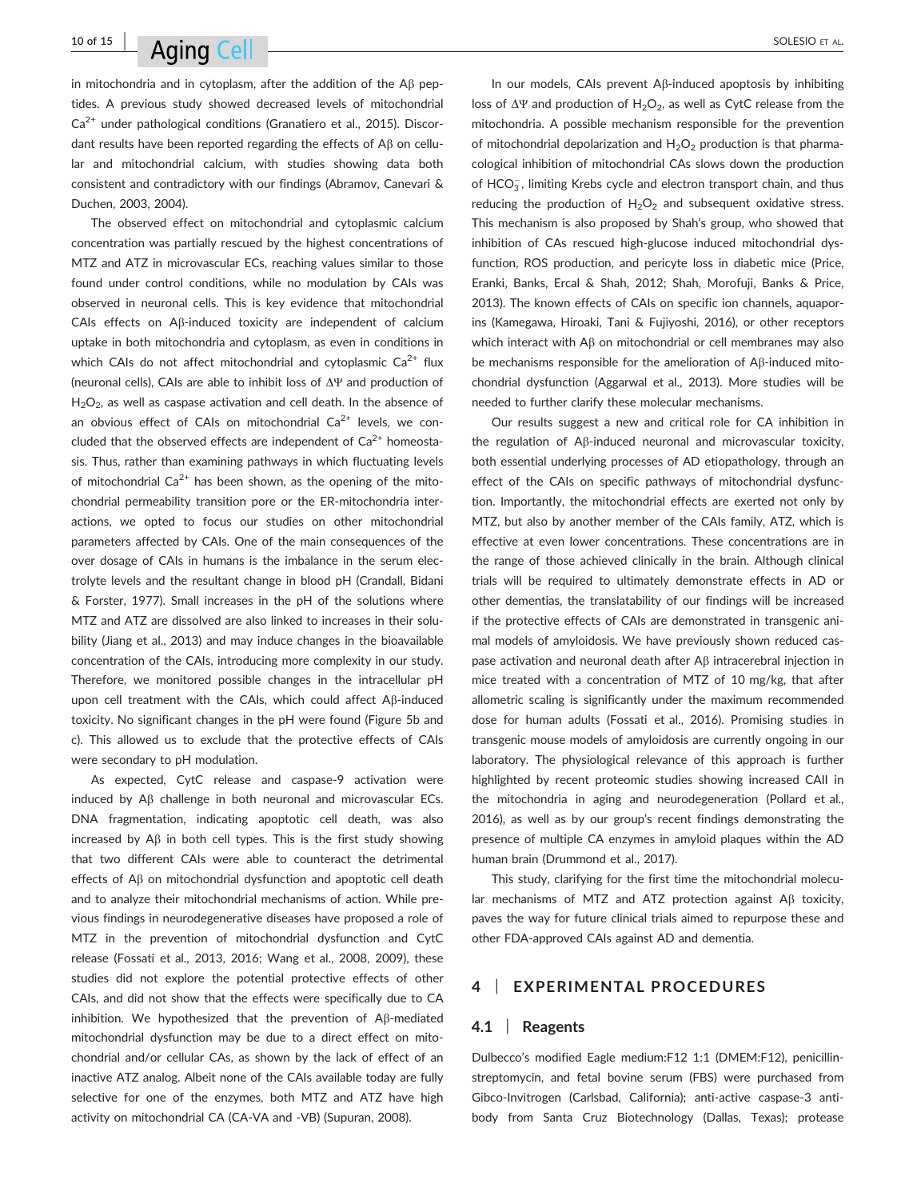in mitochondria and in cytoplasm, after the addition of the Aβ peptides. A previous study showed decreased levels of mitochondrial $Ca^{2+}$ under pathological conditions (Granatiero et al., 2015). Discordant results have been reported regarding the effects of Aβ on cellular and mitochondrial calcium, with studies showing data both consistent and contradictory with our findings (Abramov, Canevari & Duchen, 2003, 2004).

The observed effect on mitochondrial and cytoplasmic calcium concentration was partially rescued by the highest concentrations of MTZ and ATZ in microvascular ECs, reaching values similar to those found under control conditions, while no modulation by CAIs was observed in neuronal cells. This is key evidence that mitochondrial CAIs effects on Aβ-induced toxicity are independent of calcium uptake in both mitochondria and cytoplasm, as even in conditions in which CAIs do not affect mitochondrial and cytoplasmic $Ca^{2+}$ flux (neuronal cells), CAIs are able to inhibit loss of $\Delta\Psi$ and production of $H_2O_2$, as well as caspase activation and cell death. In the absence of an obvious effect of CAIs on mitochondrial $Ca^{2+}$ levels, we concluded that the observed effects are independent of $Ca^{2+}$ homeostasis. Thus, rather than examining pathways in which fluctuating levels of mitochondrial $Ca^{2+}$ has been shown, as the opening of the mitochondrial permeability transition pore or the ER-mitochondria interactions, we opted to focus our studies on other mitochondrial parameters affected by CAIs. One of the main consequences of the over dosage of CAIs in humans is the imbalance in the serum electrolyte levels and the resultant change in blood pH (Crandall, Bidani & Forster, 1977). Small increases in the pH of the solutions where MTZ and ATZ are dissolved are also linked to increases in their solubility (Jiang et al., 2013) and may induce changes in the bioavailable concentration of the CAIs, introducing more complexity in our study. Therefore, we monitored possible changes in the intracellular pH upon cell treatment with the CAIs, which could affect Aβ-induced toxicity. No significant changes in the pH were found (Figure 5b and c). This allowed us to exclude that the protective effects of CAIs were secondary to pH modulation.

As expected, CytC release and caspase-9 activation were induced by Aβ challenge in both neuronal and microvascular ECs. DNA fragmentation, indicating apoptotic cell death, was also increased by Aβ in both cell types. This is the first study showing that two different CAIs were able to counteract the detrimental effects of Aβ on mitochondrial dysfunction and apoptotic cell death and to analyze their mitochondrial mechanisms of action. While previous findings in neurodegenerative diseases have proposed a role of MTZ in the prevention of mitochondrial dysfunction and CytC release (Fossati et al., 2013, 2016; Wang et al., 2008, 2009), these studies did not explore the potential protective effects of other CAIs, and did not show that the effects were specifically due to CA inhibition. We hypothesized that the prevention of Aβ-mediated mitochondrial dysfunction may be due to a direct effect on mitochondrial and/or cellular CAs, as shown by the lack of effect of an inactive ATZ analog. Albeit none of the CAIs available today are fully selective for one of the enzymes, both MTZ and ATZ have high activity on mitochondrial CA (CA-VA and -VB) (Supuran, 2008).

In our models, CAIs prevent Aβ-induced apoptosis by inhibiting loss of $\Delta\Psi$ and production of $H_2O_2$, as well as CytC release from the mitochondria. A possible mechanism responsible for the prevention of mitochondrial depolarization and $H_2O_2$ production is that pharmacological inhibition of mitochondrial CAs slows down the production of $HCO_3^-$, limiting Krebs cycle and electron transport chain, and thus reducing the production of $H_2O_2$ and subsequent oxidative stress. This mechanism is also proposed by Shah's group, who showed that inhibition of CAs rescued high-glucose induced mitochondrial dysfunction, ROS production, and pericyte loss in diabetic mice (Price, Eranki, Banks, Ercal & Shah, 2012; Shah, Morofuji, Banks & Price, 2013). The known effects of CAIs on specific ion channels, aquaporins (Kamegawa, Hiroaki, Tani & Fujiyoshi, 2016), or other receptors which interact with Aβ on mitochondrial or cell membranes may also be mechanisms responsible for the amelioration of Aβ-induced mitochondrial dysfunction (Aggarwal et al., 2013). More studies will be needed to further clarify these molecular mechanisms.

Our results suggest a new and critical role for CA inhibition in the regulation of Aβ-induced neuronal and microvascular toxicity, both essential underlying processes of AD etiopathology, through an effect of the CAIs on specific pathways of mitochondrial dysfunction. Importantly, the mitochondrial effects are exerted not only by MTZ, but also by another member of the CAIs family, ATZ, which is effective at even lower concentrations. These concentrations are in the range of those achieved clinically in the brain. Although clinical trials will be required to ultimately demonstrate effects in AD or other dementias, the translatability of our findings will be increased if the protective effects of CAIs are demonstrated in transgenic animal models of amyloidosis. We have previously shown reduced caspase activation and neuronal death after Aβ intracerebral injection in mice treated with a concentration of MTZ of 10 mg/kg, that after allometric scaling is significantly under the maximum recommended dose for human adults (Fossati et al., 2016). Promising studies in transgenic mouse models of amyloidosis are currently ongoing in our laboratory. The physiological relevance of this approach is further highlighted by recent proteomic studies showing increased CAII in the mitochondria in aging and neurodegeneration (Pollard et al., 2016), as well as by our group's recent findings demonstrating the presence of multiple CA enzymes in amyloid plaques within the AD human brain (Drummond et al., 2017).

This study, clarifying for the first time the mitochondrial molecular mechanisms of MTZ and ATZ protection against Aβ toxicity, paves the way for future clinical trials aimed to repurpose these and other FDA-approved CAIs against AD and dementia.

## 4 | EXPERIMENTAL PROCEDURES

### 4.1 | Reagents

Dulbecco's modified Eagle medium:F12 1:1 (DMEM:F12), penicillin-streptomycin, and fetal bovine serum (FBS) were purchased from Gibco-Invitrogen (Carlsbad, California); anti-active caspase-3 antibody from Santa Cruz Biotechnology (Dallas, Texas); protease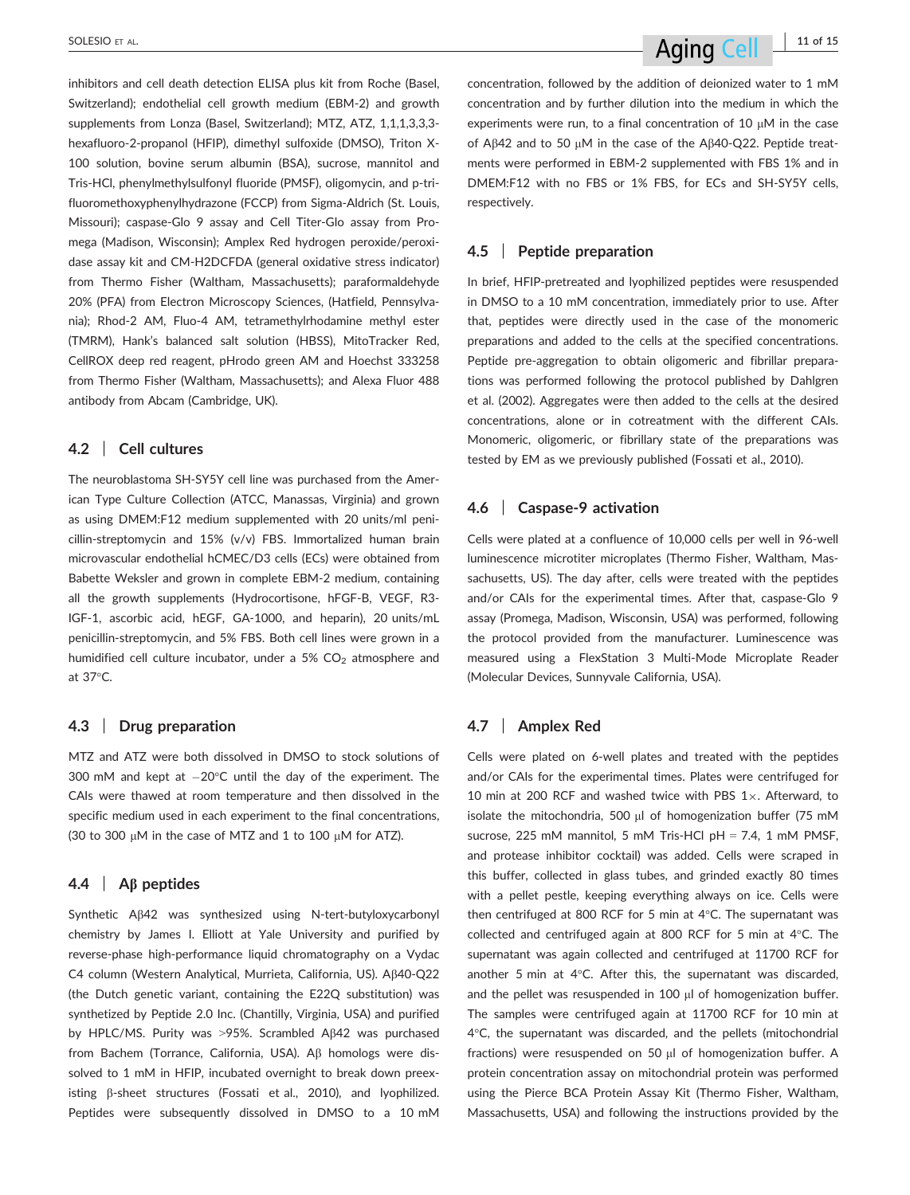inhibitors and cell death detection ELISA plus kit from Roche (Basel, Switzerland); endothelial cell growth medium (EBM-2) and growth supplements from Lonza (Basel, Switzerland); MTZ, ATZ, 1,1,1,3,3,3-hexafluoro-2-propanol (HFIP), dimethyl sulfoxide (DMSO), Triton X-100 solution, bovine serum albumin (BSA), sucrose, mannitol and Tris-HCl, phenylmethylsulfonyl fluoride (PMSF), oligomycin, and p-trifluoromethoxyphenylhydrazone (FCCP) from Sigma-Aldrich (St. Louis, Missouri); caspase-Glo 9 assay and Cell Titer-Glo assay from Promega (Madison, Wisconsin); Amplex Red hydrogen peroxide/peroxidase assay kit and CM-H2DCFDA (general oxidative stress indicator) from Thermo Fisher (Waltham, Massachusetts); paraformaldehyde 20% (PFA) from Electron Microscopy Sciences, (Hatfield, Pennsylvania); Rhod-2 AM, Fluo-4 AM, tetramethylrhodamine methyl ester (TMRM), Hank's balanced salt solution (HBSS), MitoTracker Red, CellROX deep red reagent, pHrodo green AM and Hoechst 333258 from Thermo Fisher (Waltham, Massachusetts); and Alexa Fluor 488 antibody from Abcam (Cambridge, UK).

### 4.2 | Cell cultures

The neuroblastoma SH-SY5Y cell line was purchased from the American Type Culture Collection (ATCC, Manassas, Virginia) and grown as using DMEM:F12 medium supplemented with 20 units/ml penicillin-streptomycin and 15% (v/v) FBS. Immortalized human brain microvascular endothelial hCMEC/D3 cells (ECs) were obtained from Babette Weksler and grown in complete EBM-2 medium, containing all the growth supplements (Hydrocortisone, hFGF-B, VEGF, R3-IGF-1, ascorbic acid, hEGF, GA-1000, and heparin), 20 units/mL penicillin-streptomycin, and 5% FBS. Both cell lines were grown in a humidified cell culture incubator, under a 5% $CO_2$ atmosphere and at 37°C.

### 4.3 | Drug preparation

MTZ and ATZ were both dissolved in DMSO to stock solutions of 300 mM and kept at −20°C until the day of the experiment. The CAIs were thawed at room temperature and then dissolved in the specific medium used in each experiment to the final concentrations, (30 to 300 μM in the case of MTZ and 1 to 100 μM for ATZ).

### 4.4 | Aβ peptides

Synthetic Aβ42 was synthesized using N-tert-butyloxycarbonyl chemistry by James I. Elliott at Yale University and purified by reverse-phase high-performance liquid chromatography on a Vydac C4 column (Western Analytical, Murrieta, California, US). Aβ40-Q22 (the Dutch genetic variant, containing the E22Q substitution) was synthetized by Peptide 2.0 Inc. (Chantilly, Virginia, USA) and purified by HPLC/MS. Purity was >95%. Scrambled Aβ42 was purchased from Bachem (Torrance, California, USA). Aβ homologs were dissolved to 1 mM in HFIP, incubated overnight to break down preexisting β-sheet structures (Fossati et al., 2010), and lyophilized. Peptides were subsequently dissolved in DMSO to a 10 mM concentration, followed by the addition of deionized water to 1 mM concentration and by further dilution into the medium in which the experiments were run, to a final concentration of 10 μM in the case of Aβ42 and to 50 μM in the case of the Aβ40-Q22. Peptide treatments were performed in EBM-2 supplemented with FBS 1% and in DMEM:F12 with no FBS or 1% FBS, for ECs and SH-SY5Y cells, respectively.

### 4.5 | Peptide preparation

In brief, HFIP-pretreated and lyophilized peptides were resuspended in DMSO to a 10 mM concentration, immediately prior to use. After that, peptides were directly used in the case of the monomeric preparations and added to the cells at the specified concentrations. Peptide pre-aggregation to obtain oligomeric and fibrillar preparations was performed following the protocol published by Dahlgren et al. (2002). Aggregates were then added to the cells at the desired concentrations, alone or in cotreatment with the different CAIs. Monomeric, oligomeric, or fibrillary state of the preparations was tested by EM as we previously published (Fossati et al., 2010).

### 4.6 | Caspase-9 activation

Cells were plated at a confluence of 10,000 cells per well in 96-well luminescence microtiter microplates (Thermo Fisher, Waltham, Massachusetts, US). The day after, cells were treated with the peptides and/or CAIs for the experimental times. After that, caspase-Glo 9 assay (Promega, Madison, Wisconsin, USA) was performed, following the protocol provided from the manufacturer. Luminescence was measured using a FlexStation 3 Multi-Mode Microplate Reader (Molecular Devices, Sunnyvale California, USA).

### 4.7 | Amplex Red

Cells were plated on 6-well plates and treated with the peptides and/or CAIs for the experimental times. Plates were centrifuged for 10 min at 200 RCF and washed twice with PBS 1×. Afterward, to isolate the mitochondria, 500 μl of homogenization buffer (75 mM sucrose, 225 mM mannitol, 5 mM Tris-HCl pH = 7.4, 1 mM PMSF, and protease inhibitor cocktail) was added. Cells were scraped in this buffer, collected in glass tubes, and grinded exactly 80 times with a pellet pestle, keeping everything always on ice. Cells were then centrifuged at 800 RCF for 5 min at 4°C. The supernatant was collected and centrifuged again at 800 RCF for 5 min at 4°C. The supernatant was again collected and centrifuged at 11700 RCF for another 5 min at 4°C. After this, the supernatant was discarded, and the pellet was resuspended in 100 μl of homogenization buffer. The samples were centrifuged again at 11700 RCF for 10 min at 4°C, the supernatant was discarded, and the pellets (mitochondrial fractions) were resuspended on 50 μl of homogenization buffer. A protein concentration assay on mitochondrial protein was performed using the Pierce BCA Protein Assay Kit (Thermo Fisher, Waltham, Massachusetts, USA) and following the instructions provided by the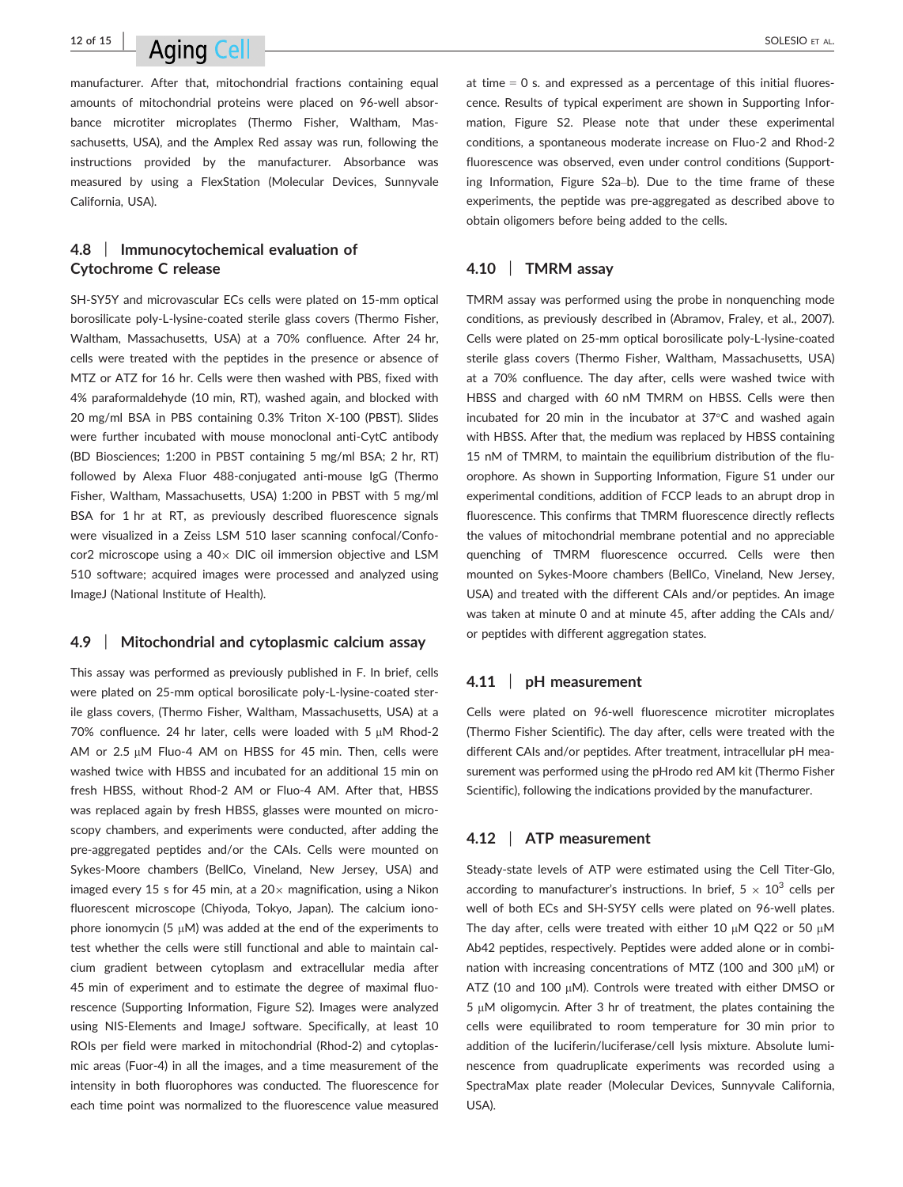manufacturer. After that, mitochondrial fractions containing equal amounts of mitochondrial proteins were placed on 96-well absorbance microtiter microplates (Thermo Fisher, Waltham, Massachusetts, USA), and the Amplex Red assay was run, following the instructions provided by the manufacturer. Absorbance was measured by using a FlexStation (Molecular Devices, Sunnyvale California, USA).

### 4.8 | Immunocytochemical evaluation of Cytochrome C release

SH-SY5Y and microvascular ECs cells were plated on 15-mm optical borosilicate poly-L-lysine-coated sterile glass covers (Thermo Fisher, Waltham, Massachusetts, USA) at a 70% confluence. After 24 hr, cells were treated with the peptides in the presence or absence of MTZ or ATZ for 16 hr. Cells were then washed with PBS, fixed with 4% paraformaldehyde (10 min, RT), washed again, and blocked with 20 mg/ml BSA in PBS containing 0.3% Triton X-100 (PBST). Slides were further incubated with mouse monoclonal anti-CytC antibody (BD Biosciences; 1:200 in PBST containing 5 mg/ml BSA; 2 hr, RT) followed by Alexa Fluor 488-conjugated anti-mouse IgG (Thermo Fisher, Waltham, Massachusetts, USA) 1:200 in PBST with 5 mg/ml BSA for 1 hr at RT, as previously described fluorescence signals were visualized in a Zeiss LSM 510 laser scanning confocal/Confocor2 microscope using a 40× DIC oil immersion objective and LSM 510 software; acquired images were processed and analyzed using ImageJ (National Institute of Health).

### 4.9 | Mitochondrial and cytoplasmic calcium assay

This assay was performed as previously published in F. In brief, cells were plated on 25-mm optical borosilicate poly-L-lysine-coated sterile glass covers, (Thermo Fisher, Waltham, Massachusetts, USA) at a 70% confluence. 24 hr later, cells were loaded with 5 μM Rhod-2 AM or 2.5 μM Fluo-4 AM on HBSS for 45 min. Then, cells were washed twice with HBSS and incubated for an additional 15 min on fresh HBSS, without Rhod-2 AM or Fluo-4 AM. After that, HBSS was replaced again by fresh HBSS, glasses were mounted on microscopy chambers, and experiments were conducted, after adding the pre-aggregated peptides and/or the CAIs. Cells were mounted on Sykes-Moore chambers (BellCo, Vineland, New Jersey, USA) and imaged every 15 s for 45 min, at a 20× magnification, using a Nikon fluorescent microscope (Chiyoda, Tokyo, Japan). The calcium ionophore ionomycin (5 μM) was added at the end of the experiments to test whether the cells were still functional and able to maintain calcium gradient between cytoplasm and extracellular media after 45 min of experiment and to estimate the degree of maximal fluorescence (Supporting Information, Figure S2). Images were analyzed using NIS-Elements and ImageJ software. Specifically, at least 10 ROIs per field were marked in mitochondrial (Rhod-2) and cytoplasmic areas (Fuor-4) in all the images, and a time measurement of the intensity in both fluorophores was conducted. The fluorescence for each time point was normalized to the fluorescence value measured at time = 0 s. and expressed as a percentage of this initial fluorescence. Results of typical experiment are shown in Supporting Information, Figure S2. Please note that under these experimental conditions, a spontaneous moderate increase on Fluo-2 and Rhod-2 fluorescence was observed, even under control conditions (Supporting Information, Figure S2a–b). Due to the time frame of these experiments, the peptide was pre-aggregated as described above to obtain oligomers before being added to the cells.

### 4.10 | TMRM assay

TMRM assay was performed using the probe in nonquenching mode conditions, as previously described in (Abramov, Fraley, et al., 2007). Cells were plated on 25-mm optical borosilicate poly-L-lysine-coated sterile glass covers (Thermo Fisher, Waltham, Massachusetts, USA) at a 70% confluence. The day after, cells were washed twice with HBSS and charged with 60 nM TMRM on HBSS. Cells were then incubated for 20 min in the incubator at 37°C and washed again with HBSS. After that, the medium was replaced by HBSS containing 15 nM of TMRM, to maintain the equilibrium distribution of the fluorophore. As shown in Supporting Information, Figure S1 under our experimental conditions, addition of FCCP leads to an abrupt drop in fluorescence. This confirms that TMRM fluorescence directly reflects the values of mitochondrial membrane potential and no appreciable quenching of TMRM fluorescence occurred. Cells were then mounted on Sykes-Moore chambers (BellCo, Vineland, New Jersey, USA) and treated with the different CAIs and/or peptides. An image was taken at minute 0 and at minute 45, after adding the CAIs and/or peptides with different aggregation states.

### 4.11 | pH measurement

Cells were plated on 96-well fluorescence microtiter microplates (Thermo Fisher Scientific). The day after, cells were treated with the different CAIs and/or peptides. After treatment, intracellular pH measurement was performed using the pHrodo red AM kit (Thermo Fisher Scientific), following the indications provided by the manufacturer.

### 4.12 | ATP measurement

Steady-state levels of ATP were estimated using the Cell Titer-Glo, according to manufacturer's instructions. In brief, $5 \times 10^3$ cells per well of both ECs and SH-SY5Y cells were plated on 96-well plates. The day after, cells were treated with either 10 μM Q22 or 50 μM Ab42 peptides, respectively. Peptides were added alone or in combination with increasing concentrations of MTZ (100 and 300 μM) or ATZ (10 and 100 μM). Controls were treated with either DMSO or 5 μM oligomycin. After 3 hr of treatment, the plates containing the cells were equilibrated to room temperature for 30 min prior to addition of the luciferin/luciferase/cell lysis mixture. Absolute luminescence from quadruplicate experiments was recorded using a SpectraMax plate reader (Molecular Devices, Sunnyvale California, USA).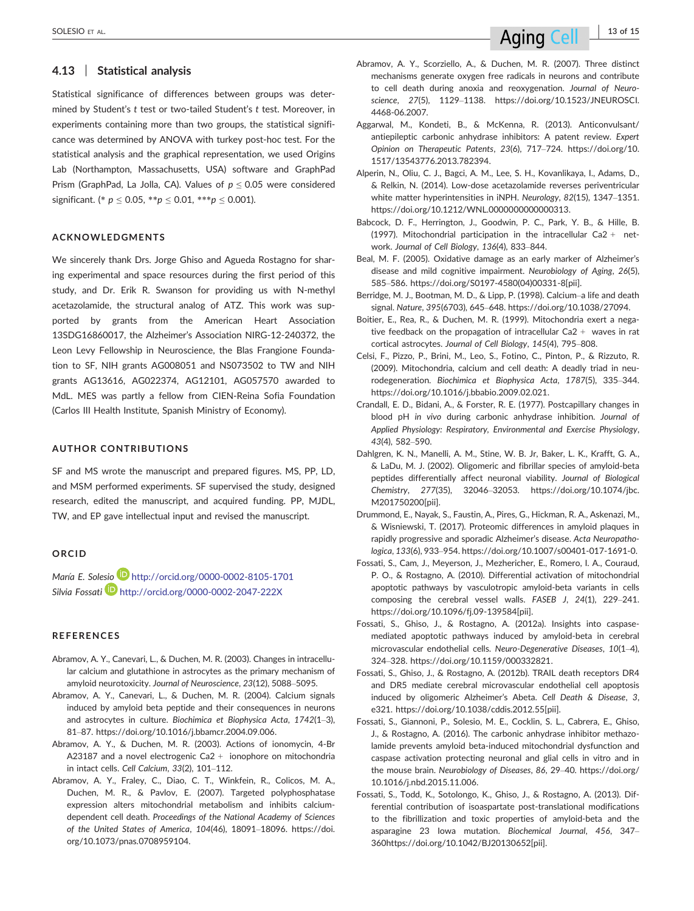### 4.13 | Statistical analysis

Statistical significance of differences between groups was determined by Student's *t* test or two-tailed Student's *t* test. Moreover, in experiments containing more than two groups, the statistical significance was determined by ANOVA with turkey post-hoc test. For the statistical analysis and the graphical representation, we used Origins Lab (Northampton, Massachusetts, USA) software and GraphPad Prism (GraphPad, La Jolla, CA). Values of $p \leq 0.05$ were considered significant. (* $p \leq 0.05$, ** $p \leq 0.01$, *** $p \leq 0.001$).

## ACKNOWLEDGMENTS

We sincerely thank Drs. Jorge Ghiso and Agueda Rostagno for sharing experimental and space resources during the first period of this study, and Dr. Erik R. Swanson for providing us with N-methyl acetazolamide, the structural analog of ATZ. This work was supported by grants from the American Heart Association 13SDG16860017, the Alzheimer's Association NIRG-12-240372, the Leon Levy Fellowship in Neuroscience, the Blas Frangione Foundation to SF, NIH grants AG008051 and NS073502 to TW and NIH grants AG13616, AG022374, AG12101, AG057570 awarded to MdL. MES was partly a fellow from CIEN-Reina Sofia Foundation (Carlos III Health Institute, Spanish Ministry of Economy).

## AUTHOR CONTRIBUTIONS

SF and MS wrote the manuscript and prepared figures. MS, PP, LD, and MSM performed experiments. SF supervised the study, designed research, edited the manuscript, and acquired funding. PP, MJDL, TW, and EP gave intellectual input and revised the manuscript.

## ORCID

*María E. Solesio* http://orcid.org/0000-0002-8105-1701
*Silvia Fossati* http://orcid.org/0000-0002-2047-222X

## REFERENCES

Abramov, A. Y., Canevari, L., & Duchen, M. R. (2003). Changes in intracellular calcium and glutathione in astrocytes as the primary mechanism of amyloid neurotoxicity. *Journal of Neuroscience*, *23*(12), 5088–5095.

Abramov, A. Y., Canevari, L., & Duchen, M. R. (2004). Calcium signals induced by amyloid beta peptide and their consequences in neurons and astrocytes in culture. *Biochimica et Biophysica Acta*, *1742*(1–3), 81–87. https://doi.org/10.1016/j.bbamcr.2004.09.006.

Abramov, A. Y., & Duchen, M. R. (2003). Actions of ionomycin, 4-Br A23187 and a novel electrogenic Ca2 + ionophore on mitochondria in intact cells. *Cell Calcium*, *33*(2), 101–112.

Abramov, A. Y., Fraley, C., Diao, C. T., Winkfein, R., Colicos, M. A., Duchen, M. R., & Pavlov, E. (2007). Targeted polyphosphatase expression alters mitochondrial metabolism and inhibits calcium-dependent cell death. *Proceedings of the National Academy of Sciences of the United States of America*, *104*(46), 18091–18096. https://doi.org/10.1073/pnas.0708959104.

Abramov, A. Y., Scorziello, A., & Duchen, M. R. (2007). Three distinct mechanisms generate oxygen free radicals in neurons and contribute to cell death during anoxia and reoxygenation. *Journal of Neuroscience*, *27*(5), 1129–1138. https://doi.org/10.1523/JNEUROSCI.4468-06.2007.

Aggarwal, M., Kondeti, B., & McKenna, R. (2013). Anticonvulsant/antiepileptic carbonic anhydrase inhibitors: A patent review. *Expert Opinion on Therapeutic Patents*, *23*(6), 717–724. https://doi.org/10.1517/13543776.2013.782394.

Alperin, N., Oliu, C. J., Bagci, A. M., Lee, S. H., Kovanlikaya, I., Adams, D., & Relkin, N. (2014). Low-dose acetazolamide reverses periventricular white matter hyperintensities in iNPH. *Neurology*, *82*(15), 1347–1351. https://doi.org/10.1212/WNL.0000000000000313.

Babcock, D. F., Herrington, J., Goodwin, P. C., Park, Y. B., & Hille, B. (1997). Mitochondrial participation in the intracellular Ca2 + network. *Journal of Cell Biology*, *136*(4), 833–844.

Beal, M. F. (2005). Oxidative damage as an early marker of Alzheimer's disease and mild cognitive impairment. *Neurobiology of Aging*, *26*(5), 585–586. https://doi.org/S0197-4580(04)00331-8[pii].

Berridge, M. J., Bootman, M. D., & Lipp, P. (1998). Calcium–a life and death signal. *Nature*, *395*(6703), 645–648. https://doi.org/10.1038/27094.

Boitier, E., Rea, R., & Duchen, M. R. (1999). Mitochondria exert a negative feedback on the propagation of intracellular Ca2 + waves in rat cortical astrocytes. *Journal of Cell Biology*, *145*(4), 795–808.

Celsi, F., Pizzo, P., Brini, M., Leo, S., Fotino, C., Pinton, P., & Rizzuto, R. (2009). Mitochondria, calcium and cell death: A deadly triad in neurodegeneration. *Biochimica et Biophysica Acta*, *1787*(5), 335–344. https://doi.org/10.1016/j.bbabio.2009.02.021.

Crandall, E. D., Bidani, A., & Forster, R. E. (1977). Postcapillary changes in blood pH *in vivo* during carbonic anhydrase inhibition. *Journal of Applied Physiology: Respiratory, Environmental and Exercise Physiology*, *43*(4), 582–590.

Dahlgren, K. N., Manelli, A. M., Stine, W. B. Jr, Baker, L. K., Krafft, G. A., & LaDu, M. J. (2002). Oligomeric and fibrillar species of amyloid-beta peptides differentially affect neuronal viability. *Journal of Biological Chemistry*, *277*(35), 32046–32053. https://doi.org/10.1074/jbc.M201750200[pii].

Drummond, E., Nayak, S., Faustin, A., Pires, G., Hickman, R. A., Askenazi, M., & Wisniewski, T. (2017). Proteomic differences in amyloid plaques in rapidly progressive and sporadic Alzheimer's disease. *Acta Neuropathologica*, *133*(6), 933–954. https://doi.org/10.1007/s00401-017-1691-0.

Fossati, S., Cam, J., Meyerson, J., Mezhericher, E., Romero, I. A., Couraud, P. O., & Rostagno, A. (2010). Differential activation of mitochondrial apoptotic pathways by vasculotropic amyloid-beta variants in cells composing the cerebral vessel walls. *FASEB J*, *24*(1), 229–241. https://doi.org/10.1096/fj.09-139584[pii].

Fossati, S., Ghiso, J., & Rostagno, A. (2012a). Insights into caspase-mediated apoptotic pathways induced by amyloid-beta in cerebral microvascular endothelial cells. *Neuro-Degenerative Diseases*, *10*(1–4), 324–328. https://doi.org/10.1159/000332821.

Fossati, S., Ghiso, J., & Rostagno, A. (2012b). TRAIL death receptors DR4 and DR5 mediate cerebral microvascular endothelial cell apoptosis induced by oligomeric Alzheimer's Abeta. *Cell Death & Disease*, *3*, e321. https://doi.org/10.1038/cddis.2012.55[pii].

Fossati, S., Giannoni, P., Solesio, M. E., Cocklin, S. L., Cabrera, E., Ghiso, J., & Rostagno, A. (2016). The carbonic anhydrase inhibitor methazolamide prevents amyloid beta-induced mitochondrial dysfunction and caspase activation protecting neuronal and glial cells in vitro and in the mouse brain. *Neurobiology of Diseases*, *86*, 29–40. https://doi.org/10.1016/j.nbd.2015.11.006.

Fossati, S., Todd, K., Sotolongo, K., Ghiso, J., & Rostagno, A. (2013). Differential contribution of isoaspartate post-translational modifications to the fibrillization and toxic properties of amyloid-beta and the asparagine 23 Iowa mutation. *Biochemical Journal*, *456*, 347–360https://doi.org/10.1042/BJ20130652[pii].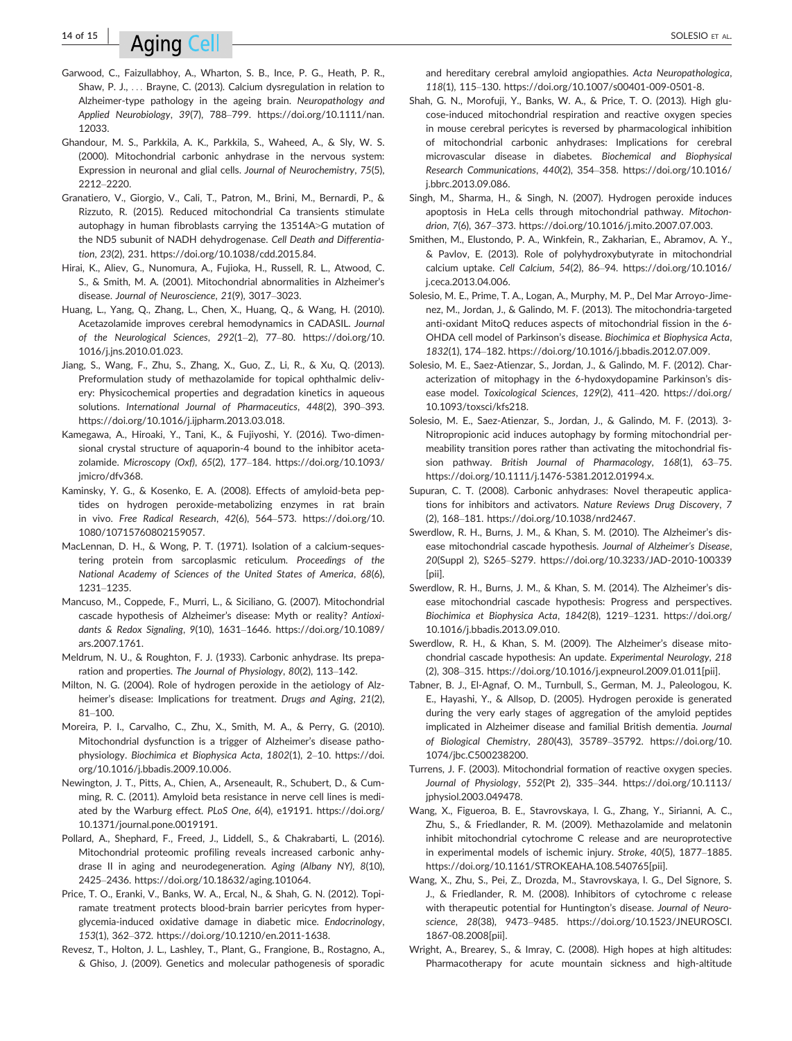Garwood, C., Faizullabhoy, A., Wharton, S. B., Ince, P. G., Heath, P. R., Shaw, P. J., … Brayne, C. (2013). Calcium dysregulation in relation to Alzheimer-type pathology in the ageing brain. *Neuropathology and Applied Neurobiology*, *39*(7), 788–799. https://doi.org/10.1111/nan.12033.

Ghandour, M. S., Parkkila, A. K., Parkkila, S., Waheed, A., & Sly, W. S. (2000). Mitochondrial carbonic anhydrase in the nervous system: Expression in neuronal and glial cells. *Journal of Neurochemistry*, *75*(5), 2212–2220.

Granatiero, V., Giorgio, V., Cali, T., Patron, M., Brini, M., Bernardi, P., & Rizzuto, R. (2015). Reduced mitochondrial Ca transients stimulate autophagy in human fibroblasts carrying the 13514A>G mutation of the ND5 subunit of NADH dehydrogenase. *Cell Death and Differentiation*, *23*(2), 231. https://doi.org/10.1038/cdd.2015.84.

Hirai, K., Aliev, G., Nunomura, A., Fujioka, H., Russell, R. L., Atwood, C. S., & Smith, M. A. (2001). Mitochondrial abnormalities in Alzheimer's disease. *Journal of Neuroscience*, *21*(9), 3017–3023.

Huang, L., Yang, Q., Zhang, L., Chen, X., Huang, Q., & Wang, H. (2010). Acetazolamide improves cerebral hemodynamics in CADASIL. *Journal of the Neurological Sciences*, *292*(1–2), 77–80. https://doi.org/10.1016/j.jns.2010.01.023.

Jiang, S., Wang, F., Zhu, S., Zhang, X., Guo, Z., Li, R., & Xu, Q. (2013). Preformulation study of methazolamide for topical ophthalmic delivery: Physicochemical properties and degradation kinetics in aqueous solutions. *International Journal of Pharmaceutics*, *448*(2), 390–393. https://doi.org/10.1016/j.ijpharm.2013.03.018.

Kamegawa, A., Hiroaki, Y., Tani, K., & Fujiyoshi, Y. (2016). Two-dimensional crystal structure of aquaporin-4 bound to the inhibitor acetazolamide. *Microscopy (Oxf)*, *65*(2), 177–184. https://doi.org/10.1093/jmicro/dfv368.

Kaminsky, Y. G., & Kosenko, E. A. (2008). Effects of amyloid-beta peptides on hydrogen peroxide-metabolizing enzymes in rat brain in vivo. *Free Radical Research*, *42*(6), 564–573. https://doi.org/10.1080/10715760802159057.

MacLennan, D. H., & Wong, P. T. (1971). Isolation of a calcium-sequestering protein from sarcoplasmic reticulum. *Proceedings of the National Academy of Sciences of the United States of America*, *68*(6), 1231–1235.

Mancuso, M., Coppede, F., Murri, L., & Siciliano, G. (2007). Mitochondrial cascade hypothesis of Alzheimer's disease: Myth or reality? *Antioxidants & Redox Signaling*, *9*(10), 1631–1646. https://doi.org/10.1089/ars.2007.1761.

Meldrum, N. U., & Roughton, F. J. (1933). Carbonic anhydrase. Its preparation and properties. *The Journal of Physiology*, *80*(2), 113–142.

Milton, N. G. (2004). Role of hydrogen peroxide in the aetiology of Alzheimer's disease: Implications for treatment. *Drugs and Aging*, *21*(2), 81–100.

Moreira, P. I., Carvalho, C., Zhu, X., Smith, M. A., & Perry, G. (2010). Mitochondrial dysfunction is a trigger of Alzheimer's disease pathophysiology. *Biochimica et Biophysica Acta*, *1802*(1), 2–10. https://doi.org/10.1016/j.bbadis.2009.10.006.

Newington, J. T., Pitts, A., Chien, A., Arseneault, R., Schubert, D., & Cumming, R. C. (2011). Amyloid beta resistance in nerve cell lines is mediated by the Warburg effect. *PLoS One*, *6*(4), e19191. https://doi.org/10.1371/journal.pone.0019191.

Pollard, A., Shephard, F., Freed, J., Liddell, S., & Chakrabarti, L. (2016). Mitochondrial proteomic profiling reveals increased carbonic anhydrase II in aging and neurodegeneration. *Aging (Albany NY)*, *8*(10), 2425–2436. https://doi.org/10.18632/aging.101064.

Price, T. O., Eranki, V., Banks, W. A., Ercal, N., & Shah, G. N. (2012). Topiramate treatment protects blood-brain barrier pericytes from hyperglycemia-induced oxidative damage in diabetic mice. *Endocrinology*, *153*(1), 362–372. https://doi.org/10.1210/en.2011-1638.

Revesz, T., Holton, J. L., Lashley, T., Plant, G., Frangione, B., Rostagno, A., & Ghiso, J. (2009). Genetics and molecular pathogenesis of sporadic and hereditary cerebral amyloid angiopathies. *Acta Neuropathologica*, *118*(1), 115–130. https://doi.org/10.1007/s00401-009-0501-8.

Shah, G. N., Morofuji, Y., Banks, W. A., & Price, T. O. (2013). High glucose-induced mitochondrial respiration and reactive oxygen species in mouse cerebral pericytes is reversed by pharmacological inhibition of mitochondrial carbonic anhydrases: Implications for cerebral microvascular disease in diabetes. *Biochemical and Biophysical Research Communications*, *440*(2), 354–358. https://doi.org/10.1016/j.bbrc.2013.09.086.

Singh, M., Sharma, H., & Singh, N. (2007). Hydrogen peroxide induces apoptosis in HeLa cells through mitochondrial pathway. *Mitochondrion*, *7*(6), 367–373. https://doi.org/10.1016/j.mito.2007.07.003.

Smithen, M., Elustondo, P. A., Winkfein, R., Zakharian, E., Abramov, A. Y., & Pavlov, E. (2013). Role of polyhydroxybutyrate in mitochondrial calcium uptake. *Cell Calcium*, *54*(2), 86–94. https://doi.org/10.1016/j.ceca.2013.04.006.

Solesio, M. E., Prime, T. A., Logan, A., Murphy, M. P., Del Mar Arroyo-Jimenez, M., Jordan, J., & Galindo, M. F. (2013). The mitochondria-targeted anti-oxidant MitoQ reduces aspects of mitochondrial fission in the 6-OHDA cell model of Parkinson's disease. *Biochimica et Biophysica Acta*, *1832*(1), 174–182. https://doi.org/10.1016/j.bbadis.2012.07.009.

Solesio, M. E., Saez-Atienzar, S., Jordan, J., & Galindo, M. F. (2012). Characterization of mitophagy in the 6-hydoxydopamine Parkinson's disease model. *Toxicological Sciences*, *129*(2), 411–420. https://doi.org/10.1093/toxsci/kfs218.

Solesio, M. E., Saez-Atienzar, S., Jordan, J., & Galindo, M. F. (2013). 3-Nitropropionic acid induces autophagy by forming mitochondrial permeability transition pores rather than activating the mitochondrial fission pathway. *British Journal of Pharmacology*, *168*(1), 63–75. https://doi.org/10.1111/j.1476-5381.2012.01994.x.

Supuran, C. T. (2008). Carbonic anhydrases: Novel therapeutic applications for inhibitors and activators. *Nature Reviews Drug Discovery*, *7* (2), 168–181. https://doi.org/10.1038/nrd2467.

Swerdlow, R. H., Burns, J. M., & Khan, S. M. (2010). The Alzheimer's disease mitochondrial cascade hypothesis. *Journal of Alzheimer's Disease*, *20*(Suppl 2), S265–S279. https://doi.org/10.3233/JAD-2010-100339[pii].

Swerdlow, R. H., Burns, J. M., & Khan, S. M. (2014). The Alzheimer's disease mitochondrial cascade hypothesis: Progress and perspectives. *Biochimica et Biophysica Acta*, *1842*(8), 1219–1231. https://doi.org/10.1016/j.bbadis.2013.09.010.

Swerdlow, R. H., & Khan, S. M. (2009). The Alzheimer's disease mitochondrial cascade hypothesis: An update. *Experimental Neurology*, *218* (2), 308–315. https://doi.org/10.1016/j.expneurol.2009.01.011[pii].

Tabner, B. J., El-Agnaf, O. M., Turnbull, S., German, M. J., Paleologou, K. E., Hayashi, Y., & Allsop, D. (2005). Hydrogen peroxide is generated during the very early stages of aggregation of the amyloid peptides implicated in Alzheimer disease and familial British dementia. *Journal of Biological Chemistry*, *280*(43), 35789–35792. https://doi.org/10.1074/jbc.C500238200.

Turrens, J. F. (2003). Mitochondrial formation of reactive oxygen species. *Journal of Physiology*, *552*(Pt 2), 335–344. https://doi.org/10.1113/jphysiol.2003.049478.

Wang, X., Figueroa, B. E., Stavrovskaya, I. G., Zhang, Y., Sirianni, A. C., Zhu, S., & Friedlander, R. M. (2009). Methazolamide and melatonin inhibit mitochondrial cytochrome C release and are neuroprotective in experimental models of ischemic injury. *Stroke*, *40*(5), 1877–1885. https://doi.org/10.1161/STROKEAHA.108.540765[pii].

Wang, X., Zhu, S., Pei, Z., Drozda, M., Stavrovskaya, I. G., Del Signore, S. J., & Friedlander, R. M. (2008). Inhibitors of cytochrome c release with therapeutic potential for Huntington's disease. *Journal of Neuroscience*, *28*(38), 9473–9485. https://doi.org/10.1523/JNEUROSCI.1867-08.2008[pii].

Wright, A., Brearey, S., & Imray, C. (2008). High hopes at high altitudes: Pharmacotherapy for acute mountain sickness and high-altitude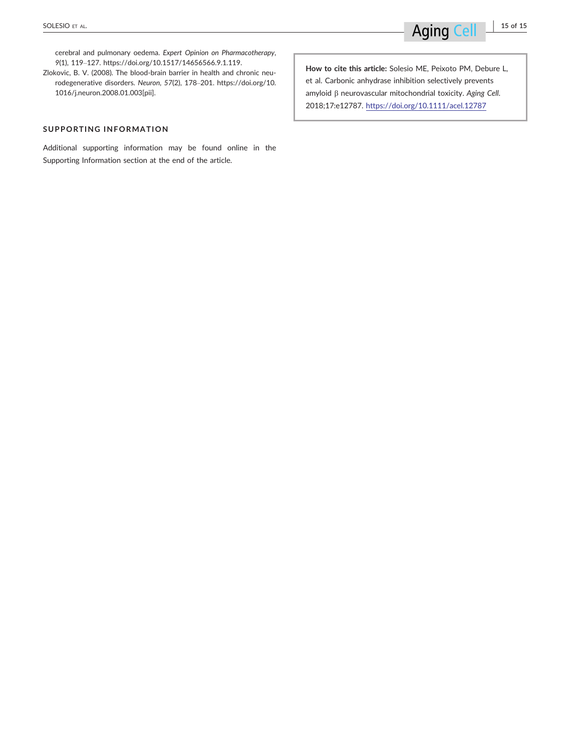cerebral and pulmonary oedema. *Expert Opinion on Pharmacotherapy*, *9*(1), 119–127. https://doi.org/10.1517/14656566.9.1.119.

Zlokovic, B. V. (2008). The blood-brain barrier in health and chronic neurodegenerative disorders. *Neuron*, *57*(2), 178–201. https://doi.org/10.1016/j.neuron.2008.01.003[pii].

## SUPPORTING INFORMATION

Additional supporting information may be found online in the Supporting Information section at the end of the article.

**How to cite this article:** Solesio ME, Peixoto PM, Debure L, et al. Carbonic anhydrase inhibition selectively prevents amyloid β neurovascular mitochondrial toxicity. *Aging Cell*. 2018;17:e12787. https://doi.org/10.1111/acel.12787